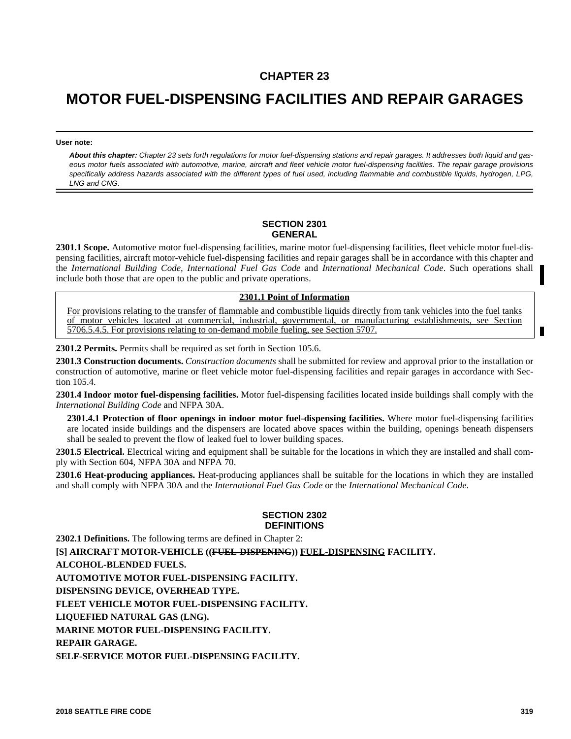# CHAPTER 23

# MOTOR FUEL-DISPENSING FACILITIES AND REPAIR GARAGES

**User note:**

***About this chapter:*** *Chapter 23 sets forth regulations for motor fuel-dispensing stations and repair garages. It addresses both liquid and gaseous motor fuels associated with automotive, marine, aircraft and fleet vehicle motor fuel-dispensing facilities. The repair garage provisions specifically address hazards associated with the different types of fuel used, including flammable and combustible liquids, hydrogen, LPG, LNG and CNG.*

## SECTION 2301 GENERAL

**2301.1 Scope.** Automotive motor fuel-dispensing facilities, marine motor fuel-dispensing facilities, fleet vehicle motor fuel-dispensing facilities, aircraft motor-vehicle fuel-dispensing facilities and repair garages shall be in accordance with this chapter and the *International Building Code, International Fuel Gas Code* and *International Mechanical Code*. Such operations shall include both those that are open to the public and private operations.

<u>**2301.1 Point of Information**</u>

<u>For provisions relating to the transfer of flammable and combustible liquids directly from tank vehicles into the fuel tanks of motor vehicles located at commercial, industrial, governmental, or manufacturing establishments, see Section 5706.5.4.5. For provisions relating to on-demand mobile fueling, see Section 5707.</u>

**2301.2 Permits.** Permits shall be required as set forth in Section 105.6.

**2301.3 Construction documents.** *Construction documents* shall be submitted for review and approval prior to the installation or construction of automotive, marine or fleet vehicle motor fuel-dispensing facilities and repair garages in accordance with Section 105.4.

**2301.4 Indoor motor fuel-dispensing facilities.** Motor fuel-dispensing facilities located inside buildings shall comply with the *International Building Code* and NFPA 30A.

**2301.4.1 Protection of floor openings in indoor motor fuel-dispensing facilities.** Where motor fuel-dispensing facilities are located inside buildings and the dispensers are located above spaces within the building, openings beneath dispensers shall be sealed to prevent the flow of leaked fuel to lower building spaces.

**2301.5 Electrical.** Electrical wiring and equipment shall be suitable for the locations in which they are installed and shall comply with Section 604, NFPA 30A and NFPA 70.

**2301.6 Heat-producing appliances.** Heat-producing appliances shall be suitable for the locations in which they are installed and shall comply with NFPA 30A and the *International Fuel Gas Code* or the *International Mechanical Code*.

## SECTION 2302 DEFINITIONS

**2302.1 Definitions.** The following terms are defined in Chapter 2:

**[S] AIRCRAFT MOTOR-VEHICLE ((~~FUEL-DISPENING~~)) <u>FUEL-DISPENSING</u> FACILITY.**

**ALCOHOL-BLENDED FUELS.**

**AUTOMOTIVE MOTOR FUEL-DISPENSING FACILITY.**

**DISPENSING DEVICE, OVERHEAD TYPE.**

**FLEET VEHICLE MOTOR FUEL-DISPENSING FACILITY.**

**LIQUEFIED NATURAL GAS (LNG).**

**MARINE MOTOR FUEL-DISPENSING FACILITY.**

**REPAIR GARAGE.**

**SELF-SERVICE MOTOR FUEL-DISPENSING FACILITY.**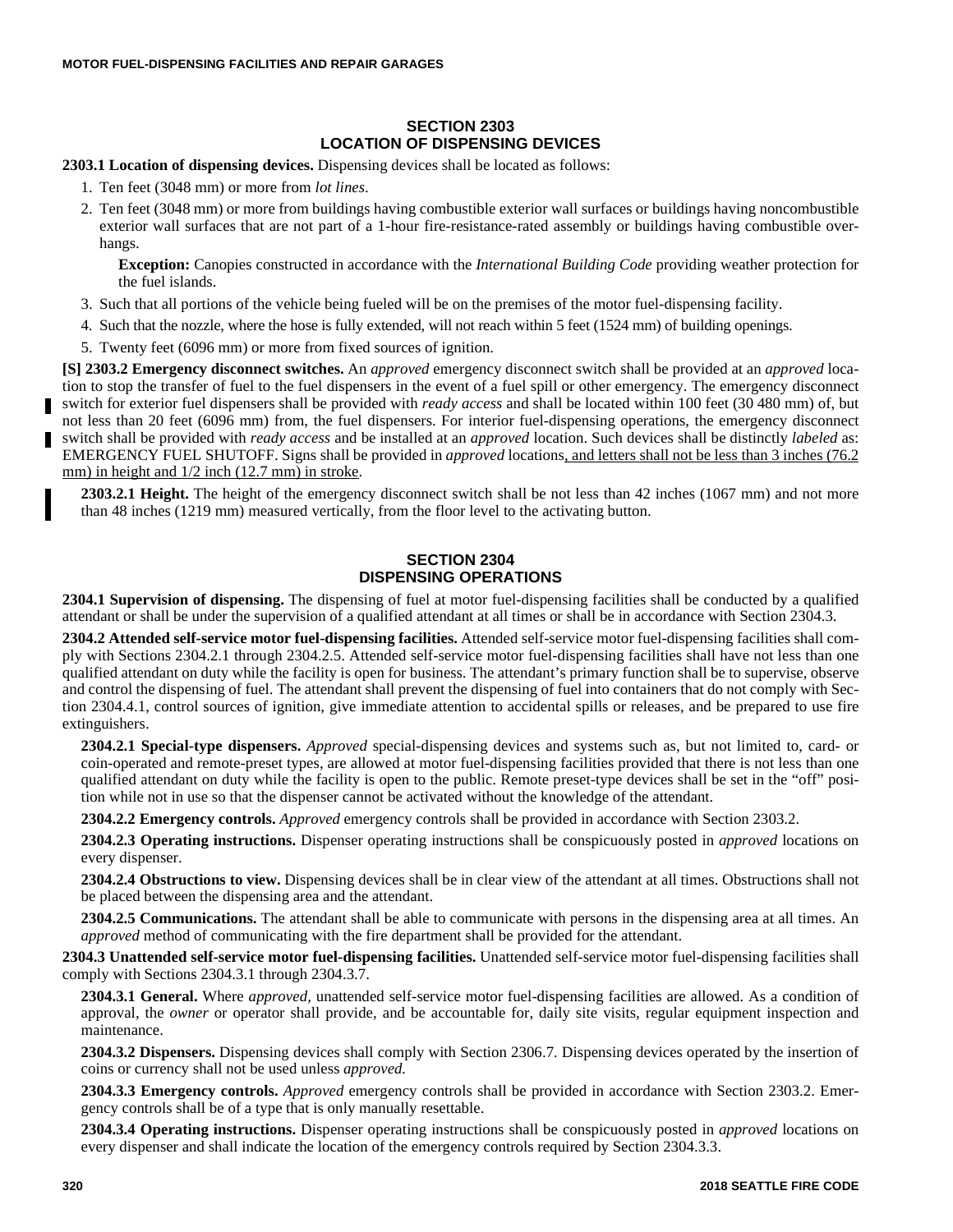## SECTION 2303 LOCATION OF DISPENSING DEVICES

**2303.1 Location of dispensing devices.** Dispensing devices shall be located as follows:

1. Ten feet (3048 mm) or more from *lot lines*.
2. Ten feet (3048 mm) or more from buildings having combustible exterior wall surfaces or buildings having noncombustible exterior wall surfaces that are not part of a 1-hour fire-resistance-rated assembly or buildings having combustible overhangs.

   **Exception:** Canopies constructed in accordance with the *International Building Code* providing weather protection for the fuel islands.

3. Such that all portions of the vehicle being fueled will be on the premises of the motor fuel-dispensing facility.
4. Such that the nozzle, where the hose is fully extended, will not reach within 5 feet (1524 mm) of building openings.
5. Twenty feet (6096 mm) or more from fixed sources of ignition.

**[S] 2303.2 Emergency disconnect switches.** An *approved* emergency disconnect switch shall be provided at an *approved* location to stop the transfer of fuel to the fuel dispensers in the event of a fuel spill or other emergency. The emergency disconnect switch for exterior fuel dispensers shall be provided with *ready access* and shall be located within 100 feet (30 480 mm) of, but not less than 20 feet (6096 mm) from, the fuel dispensers. For interior fuel-dispensing operations, the emergency disconnect switch shall be provided with *ready access* and be installed at an *approved* location. Such devices shall be distinctly *labeled* as: EMERGENCY FUEL SHUTOFF. Signs shall be provided in *approved* locations, and letters shall not be less than 3 inches (76.2 mm) in height and 1/2 inch (12.7 mm) in stroke.

**2303.2.1 Height.** The height of the emergency disconnect switch shall be not less than 42 inches (1067 mm) and not more than 48 inches (1219 mm) measured vertically, from the floor level to the activating button.

## SECTION 2304 DISPENSING OPERATIONS

**2304.1 Supervision of dispensing.** The dispensing of fuel at motor fuel-dispensing facilities shall be conducted by a qualified attendant or shall be under the supervision of a qualified attendant at all times or shall be in accordance with Section 2304.3.

**2304.2 Attended self-service motor fuel-dispensing facilities.** Attended self-service motor fuel-dispensing facilities shall comply with Sections 2304.2.1 through 2304.2.5. Attended self-service motor fuel-dispensing facilities shall have not less than one qualified attendant on duty while the facility is open for business. The attendant's primary function shall be to supervise, observe and control the dispensing of fuel. The attendant shall prevent the dispensing of fuel into containers that do not comply with Section 2304.4.1, control sources of ignition, give immediate attention to accidental spills or releases, and be prepared to use fire extinguishers.

**2304.2.1 Special-type dispensers.** *Approved* special-dispensing devices and systems such as, but not limited to, card- or coin-operated and remote-preset types, are allowed at motor fuel-dispensing facilities provided that there is not less than one qualified attendant on duty while the facility is open to the public. Remote preset-type devices shall be set in the "off" position while not in use so that the dispenser cannot be activated without the knowledge of the attendant.

**2304.2.2 Emergency controls.** *Approved* emergency controls shall be provided in accordance with Section 2303.2.

**2304.2.3 Operating instructions.** Dispenser operating instructions shall be conspicuously posted in *approved* locations on every dispenser.

**2304.2.4 Obstructions to view.** Dispensing devices shall be in clear view of the attendant at all times. Obstructions shall not be placed between the dispensing area and the attendant.

**2304.2.5 Communications.** The attendant shall be able to communicate with persons in the dispensing area at all times. An *approved* method of communicating with the fire department shall be provided for the attendant.

**2304.3 Unattended self-service motor fuel-dispensing facilities.** Unattended self-service motor fuel-dispensing facilities shall comply with Sections 2304.3.1 through 2304.3.7.

**2304.3.1 General.** Where *approved*, unattended self-service motor fuel-dispensing facilities are allowed. As a condition of approval, the *owner* or operator shall provide, and be accountable for, daily site visits, regular equipment inspection and maintenance.

**2304.3.2 Dispensers.** Dispensing devices shall comply with Section 2306.7. Dispensing devices operated by the insertion of coins or currency shall not be used unless *approved*.

**2304.3.3 Emergency controls.** *Approved* emergency controls shall be provided in accordance with Section 2303.2. Emergency controls shall be of a type that is only manually resettable.

**2304.3.4 Operating instructions.** Dispenser operating instructions shall be conspicuously posted in *approved* locations on every dispenser and shall indicate the location of the emergency controls required by Section 2304.3.3.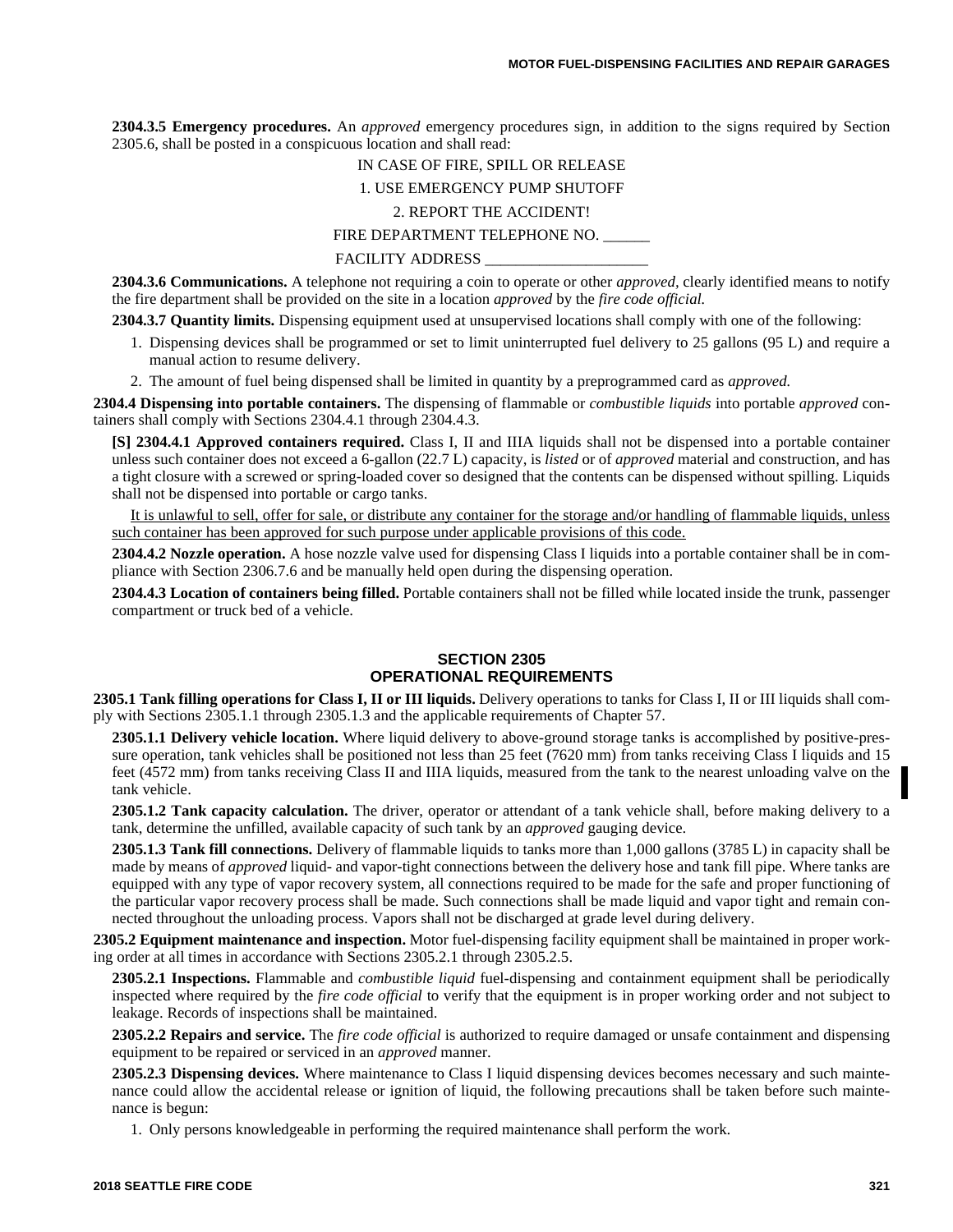**2304.3.5 Emergency procedures.** An *approved* emergency procedures sign, in addition to the signs required by Section 2305.6, shall be posted in a conspicuous location and shall read:

IN CASE OF FIRE, SPILL OR RELEASE

1. USE EMERGENCY PUMP SHUTOFF

2. REPORT THE ACCIDENT!

FIRE DEPARTMENT TELEPHONE NO. ______

FACILITY ADDRESS _____________________

**2304.3.6 Communications.** A telephone not requiring a coin to operate or other *approved*, clearly identified means to notify the fire department shall be provided on the site in a location *approved* by the *fire code official.*

**2304.3.7 Quantity limits.** Dispensing equipment used at unsupervised locations shall comply with one of the following:

1. Dispensing devices shall be programmed or set to limit uninterrupted fuel delivery to 25 gallons (95 L) and require a manual action to resume delivery.
2. The amount of fuel being dispensed shall be limited in quantity by a preprogrammed card as *approved.*

**2304.4 Dispensing into portable containers.** The dispensing of flammable or *combustible liquids* into portable *approved* containers shall comply with Sections 2304.4.1 through 2304.4.3.

**[S] 2304.4.1 Approved containers required.** Class I, II and IIIA liquids shall not be dispensed into a portable container unless such container does not exceed a 6-gallon (22.7 L) capacity, is *listed* or of *approved* material and construction, and has a tight closure with a screwed or spring-loaded cover so designed that the contents can be dispensed without spilling. Liquids shall not be dispensed into portable or cargo tanks.

<u>It is unlawful to sell, offer for sale, or distribute any container for the storage and/or handling of flammable liquids, unless such container has been approved for such purpose under applicable provisions of this code.</u>

**2304.4.2 Nozzle operation.** A hose nozzle valve used for dispensing Class I liquids into a portable container shall be in compliance with Section 2306.7.6 and be manually held open during the dispensing operation.

**2304.4.3 Location of containers being filled.** Portable containers shall not be filled while located inside the trunk, passenger compartment or truck bed of a vehicle.

## SECTION 2305
## OPERATIONAL REQUIREMENTS

**2305.1 Tank filling operations for Class I, II or III liquids.** Delivery operations to tanks for Class I, II or III liquids shall comply with Sections 2305.1.1 through 2305.1.3 and the applicable requirements of Chapter 57.

**2305.1.1 Delivery vehicle location.** Where liquid delivery to above-ground storage tanks is accomplished by positive-pressure operation, tank vehicles shall be positioned not less than 25 feet (7620 mm) from tanks receiving Class I liquids and 15 feet (4572 mm) from tanks receiving Class II and IIIA liquids, measured from the tank to the nearest unloading valve on the tank vehicle.

**2305.1.2 Tank capacity calculation.** The driver, operator or attendant of a tank vehicle shall, before making delivery to a tank, determine the unfilled, available capacity of such tank by an *approved* gauging device.

**2305.1.3 Tank fill connections.** Delivery of flammable liquids to tanks more than 1,000 gallons (3785 L) in capacity shall be made by means of *approved* liquid- and vapor-tight connections between the delivery hose and tank fill pipe. Where tanks are equipped with any type of vapor recovery system, all connections required to be made for the safe and proper functioning of the particular vapor recovery process shall be made. Such connections shall be made liquid and vapor tight and remain connected throughout the unloading process. Vapors shall not be discharged at grade level during delivery.

**2305.2 Equipment maintenance and inspection.** Motor fuel-dispensing facility equipment shall be maintained in proper working order at all times in accordance with Sections 2305.2.1 through 2305.2.5.

**2305.2.1 Inspections.** Flammable and *combustible liquid* fuel-dispensing and containment equipment shall be periodically inspected where required by the *fire code official* to verify that the equipment is in proper working order and not subject to leakage. Records of inspections shall be maintained.

**2305.2.2 Repairs and service.** The *fire code official* is authorized to require damaged or unsafe containment and dispensing equipment to be repaired or serviced in an *approved* manner.

**2305.2.3 Dispensing devices.** Where maintenance to Class I liquid dispensing devices becomes necessary and such maintenance could allow the accidental release or ignition of liquid, the following precautions shall be taken before such maintenance is begun:

1. Only persons knowledgeable in performing the required maintenance shall perform the work.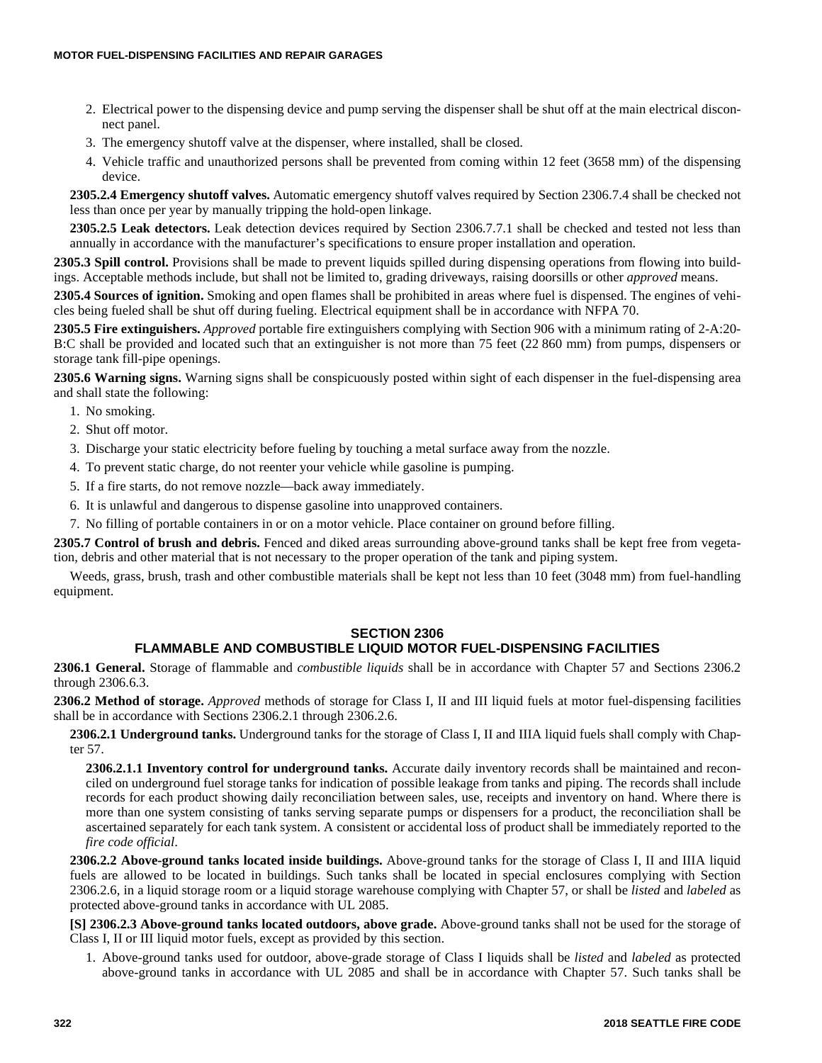2. Electrical power to the dispensing device and pump serving the dispenser shall be shut off at the main electrical disconnect panel.
3. The emergency shutoff valve at the dispenser, where installed, shall be closed.
4. Vehicle traffic and unauthorized persons shall be prevented from coming within 12 feet (3658 mm) of the dispensing device.

**2305.2.4 Emergency shutoff valves.** Automatic emergency shutoff valves required by Section 2306.7.4 shall be checked not less than once per year by manually tripping the hold-open linkage.

**2305.2.5 Leak detectors.** Leak detection devices required by Section 2306.7.7.1 shall be checked and tested not less than annually in accordance with the manufacturer's specifications to ensure proper installation and operation.

**2305.3 Spill control.** Provisions shall be made to prevent liquids spilled during dispensing operations from flowing into buildings. Acceptable methods include, but shall not be limited to, grading driveways, raising doorsills or other *approved* means.

**2305.4 Sources of ignition.** Smoking and open flames shall be prohibited in areas where fuel is dispensed. The engines of vehicles being fueled shall be shut off during fueling. Electrical equipment shall be in accordance with NFPA 70.

**2305.5 Fire extinguishers.** *Approved* portable fire extinguishers complying with Section 906 with a minimum rating of 2-A:20-B:C shall be provided and located such that an extinguisher is not more than 75 feet (22 860 mm) from pumps, dispensers or storage tank fill-pipe openings.

**2305.6 Warning signs.** Warning signs shall be conspicuously posted within sight of each dispenser in the fuel-dispensing area and shall state the following:

1. No smoking.
2. Shut off motor.
3. Discharge your static electricity before fueling by touching a metal surface away from the nozzle.
4. To prevent static charge, do not reenter your vehicle while gasoline is pumping.
5. If a fire starts, do not remove nozzle—back away immediately.
6. It is unlawful and dangerous to dispense gasoline into unapproved containers.
7. No filling of portable containers in or on a motor vehicle. Place container on ground before filling.

**2305.7 Control of brush and debris.** Fenced and diked areas surrounding above-ground tanks shall be kept free from vegetation, debris and other material that is not necessary to the proper operation of the tank and piping system.

Weeds, grass, brush, trash and other combustible materials shall be kept not less than 10 feet (3048 mm) from fuel-handling equipment.

## SECTION 2306
## FLAMMABLE AND COMBUSTIBLE LIQUID MOTOR FUEL-DISPENSING FACILITIES

**2306.1 General.** Storage of flammable and *combustible liquids* shall be in accordance with Chapter 57 and Sections 2306.2 through 2306.6.3.

**2306.2 Method of storage.** *Approved* methods of storage for Class I, II and III liquid fuels at motor fuel-dispensing facilities shall be in accordance with Sections 2306.2.1 through 2306.2.6.

**2306.2.1 Underground tanks.** Underground tanks for the storage of Class I, II and IIIA liquid fuels shall comply with Chapter 57.

**2306.2.1.1 Inventory control for underground tanks.** Accurate daily inventory records shall be maintained and reconciled on underground fuel storage tanks for indication of possible leakage from tanks and piping. The records shall include records for each product showing daily reconciliation between sales, use, receipts and inventory on hand. Where there is more than one system consisting of tanks serving separate pumps or dispensers for a product, the reconciliation shall be ascertained separately for each tank system. A consistent or accidental loss of product shall be immediately reported to the *fire code official*.

**2306.2.2 Above-ground tanks located inside buildings.** Above-ground tanks for the storage of Class I, II and IIIA liquid fuels are allowed to be located in buildings. Such tanks shall be located in special enclosures complying with Section 2306.2.6, in a liquid storage room or a liquid storage warehouse complying with Chapter 57, or shall be *listed* and *labeled* as protected above-ground tanks in accordance with UL 2085.

**[S] 2306.2.3 Above-ground tanks located outdoors, above grade.** Above-ground tanks shall not be used for the storage of Class I, II or III liquid motor fuels, except as provided by this section.

1. Above-ground tanks used for outdoor, above-grade storage of Class I liquids shall be *listed* and *labeled* as protected above-ground tanks in accordance with UL 2085 and shall be in accordance with Chapter 57. Such tanks shall be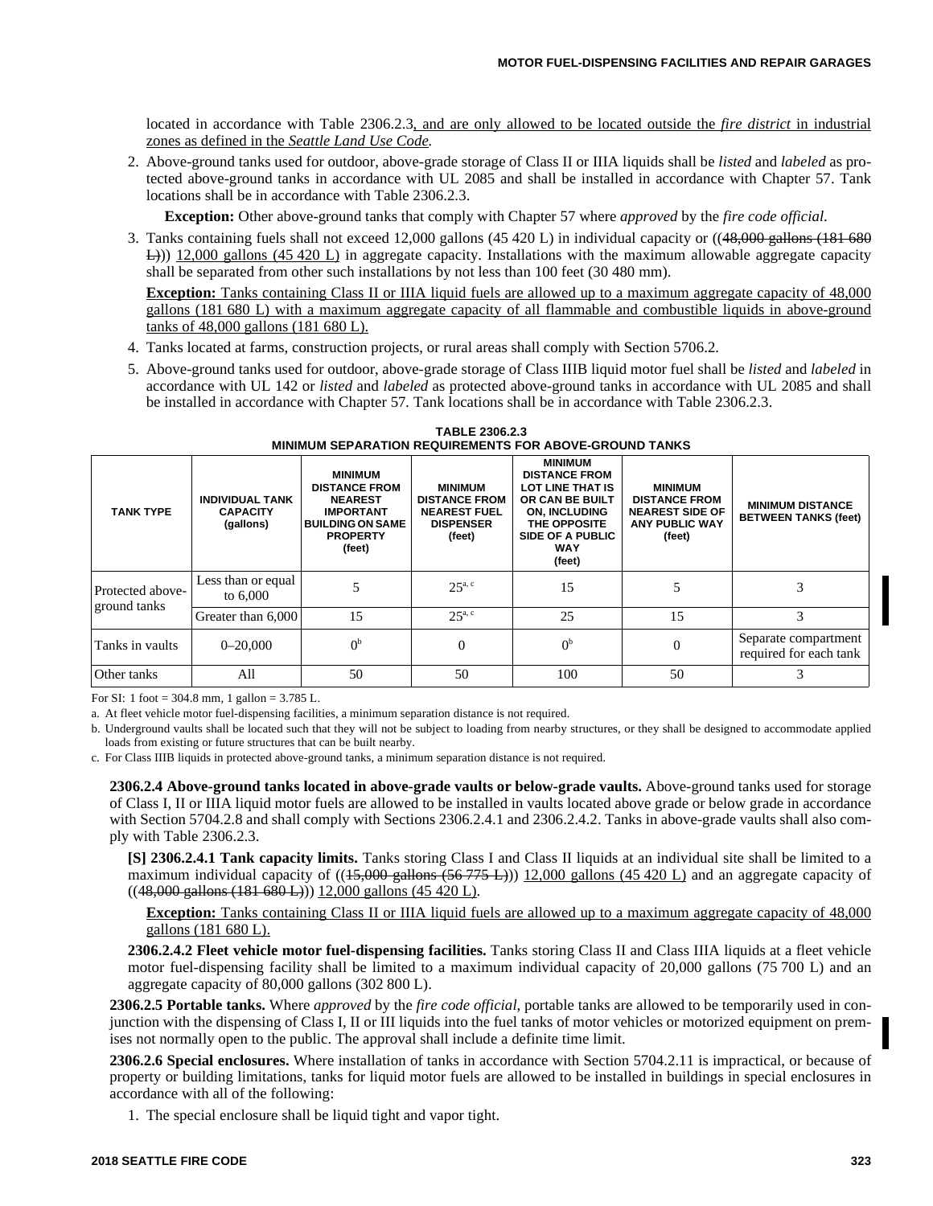located in accordance with Table 2306.2.3, and are only allowed to be located outside the *fire district* in industrial zones as defined in the *Seattle Land Use Code.*

2. Above-ground tanks used for outdoor, above-grade storage of Class II or IIIA liquids shall be *listed* and *labeled* as protected above-ground tanks in accordance with UL 2085 and shall be installed in accordance with Chapter 57. Tank locations shall be in accordance with Table 2306.2.3.

   **Exception:** Other above-ground tanks that comply with Chapter 57 where *approved* by the *fire code official.*

3. Tanks containing fuels shall not exceed 12,000 gallons (45 420 L) in individual capacity or ((~~48,000 gallons (181 680 L)~~)) 12,000 gallons (45 420 L) in aggregate capacity. Installations with the maximum allowable aggregate capacity shall be separated from other such installations by not less than 100 feet (30 480 mm).

   **Exception:** Tanks containing Class II or IIIA liquid fuels are allowed up to a maximum aggregate capacity of 48,000 gallons (181 680 L) with a maximum aggregate capacity of all flammable and combustible liquids in above-ground tanks of 48,000 gallons (181 680 L).

4. Tanks located at farms, construction projects, or rural areas shall comply with Section 5706.2.

5. Above-ground tanks used for outdoor, above-grade storage of Class IIIB liquid motor fuel shall be *listed* and *labeled* in accordance with UL 142 or *listed* and *labeled* as protected above-ground tanks in accordance with UL 2085 and shall be installed in accordance with Chapter 57. Tank locations shall be in accordance with Table 2306.2.3.

**TABLE 2306.2.3**
**MINIMUM SEPARATION REQUIREMENTS FOR ABOVE-GROUND TANKS**

| TANK TYPE | INDIVIDUAL TANK CAPACITY (gallons) | MINIMUM DISTANCE FROM NEAREST IMPORTANT BUILDING ON SAME PROPERTY (feet) | MINIMUM DISTANCE FROM NEAREST FUEL DISPENSER (feet) | MINIMUM DISTANCE FROM LOT LINE THAT IS OR CAN BE BUILT ON, INCLUDING THE OPPOSITE SIDE OF A PUBLIC WAY (feet) | MINIMUM DISTANCE FROM NEAREST SIDE OF ANY PUBLIC WAY (feet) | MINIMUM DISTANCE BETWEEN TANKS (feet) |
|---|---|---|---|---|---|---|
| Protected above-ground tanks | Less than or equal to 6,000 | 5 | 25[a, c] | 15 | 5 | 3 |
| | Greater than 6,000 | 15 | 25[a, c] | 25 | 15 | 3 |
| Tanks in vaults | 0–20,000 | 0[b] | 0 | 0[b] | 0 | Separate compartment required for each tank |
| Other tanks | All | 50 | 50 | 100 | 50 | 3 |

For SI: 1 foot = 304.8 mm, 1 gallon = 3.785 L.

a. At fleet vehicle motor fuel-dispensing facilities, a minimum separation distance is not required.

b. Underground vaults shall be located such that they will not be subject to loading from nearby structures, or they shall be designed to accommodate applied loads from existing or future structures that can be built nearby.

c. For Class IIIB liquids in protected above-ground tanks, a minimum separation distance is not required.

**2306.2.4 Above-ground tanks located in above-grade vaults or below-grade vaults.** Above-ground tanks used for storage of Class I, II or IIIA liquid motor fuels are allowed to be installed in vaults located above grade or below grade in accordance with Section 5704.2.8 and shall comply with Sections 2306.2.4.1 and 2306.2.4.2. Tanks in above-grade vaults shall also comply with Table 2306.2.3.

**[S] 2306.2.4.1 Tank capacity limits.** Tanks storing Class I and Class II liquids at an individual site shall be limited to a maximum individual capacity of ((~~15,000 gallons (56 775 L)~~)) 12,000 gallons (45 420 L) and an aggregate capacity of ((~~48,000 gallons (181 680 L)~~)) 12,000 gallons (45 420 L).

**Exception:** Tanks containing Class II or IIIA liquid fuels are allowed up to a maximum aggregate capacity of 48,000 gallons (181 680 L).

**2306.2.4.2 Fleet vehicle motor fuel-dispensing facilities.** Tanks storing Class II and Class IIIA liquids at a fleet vehicle motor fuel-dispensing facility shall be limited to a maximum individual capacity of 20,000 gallons (75 700 L) and an aggregate capacity of 80,000 gallons (302 800 L).

**2306.2.5 Portable tanks.** Where *approved* by the *fire code official*, portable tanks are allowed to be temporarily used in conjunction with the dispensing of Class I, II or III liquids into the fuel tanks of motor vehicles or motorized equipment on premises not normally open to the public. The approval shall include a definite time limit.

**2306.2.6 Special enclosures.** Where installation of tanks in accordance with Section 5704.2.11 is impractical, or because of property or building limitations, tanks for liquid motor fuels are allowed to be installed in buildings in special enclosures in accordance with all of the following:

1. The special enclosure shall be liquid tight and vapor tight.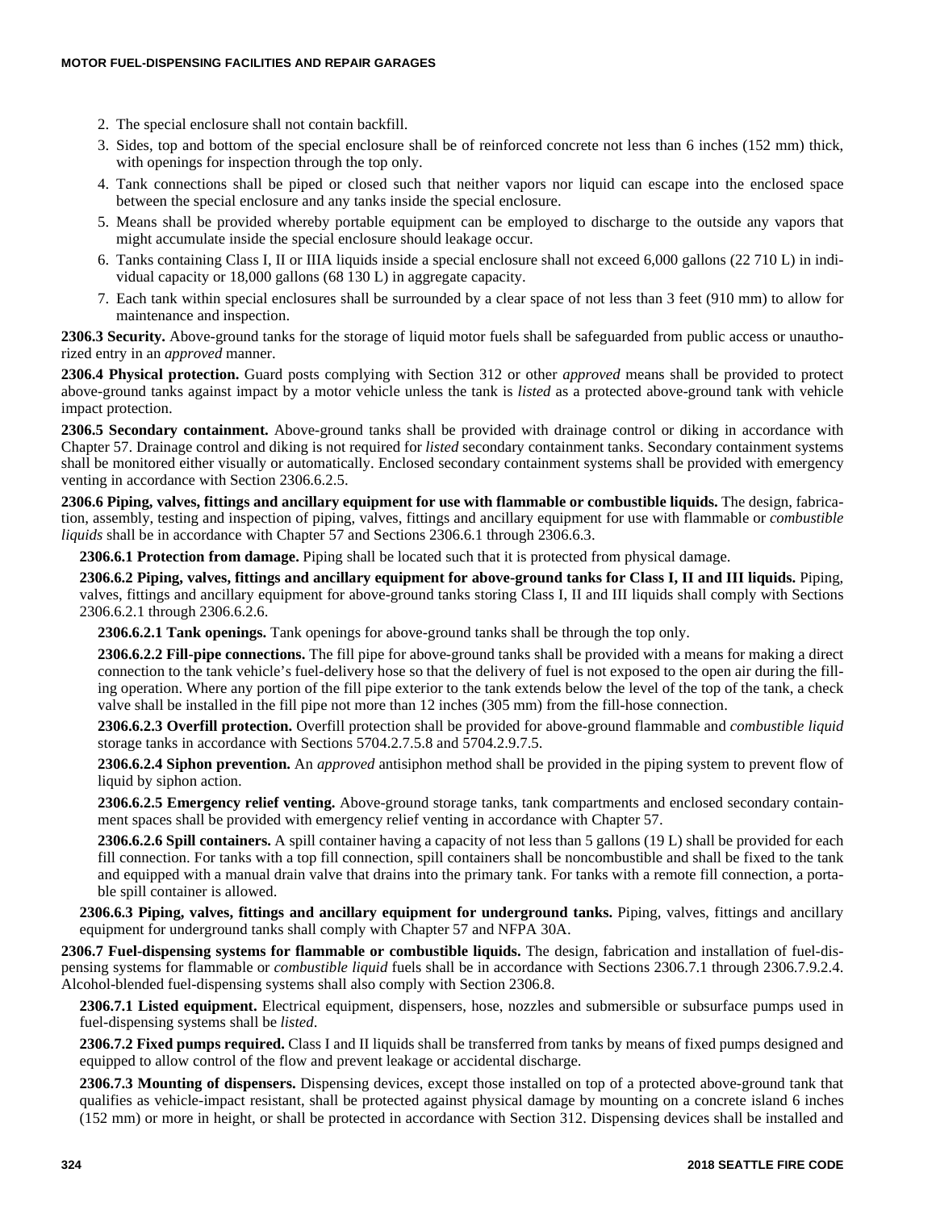2. The special enclosure shall not contain backfill.
3. Sides, top and bottom of the special enclosure shall be of reinforced concrete not less than 6 inches (152 mm) thick, with openings for inspection through the top only.
4. Tank connections shall be piped or closed such that neither vapors nor liquid can escape into the enclosed space between the special enclosure and any tanks inside the special enclosure.
5. Means shall be provided whereby portable equipment can be employed to discharge to the outside any vapors that might accumulate inside the special enclosure should leakage occur.
6. Tanks containing Class I, II or IIIA liquids inside a special enclosure shall not exceed 6,000 gallons (22 710 L) in individual capacity or 18,000 gallons (68 130 L) in aggregate capacity.
7. Each tank within special enclosures shall be surrounded by a clear space of not less than 3 feet (910 mm) to allow for maintenance and inspection.

**2306.3 Security.** Above-ground tanks for the storage of liquid motor fuels shall be safeguarded from public access or unauthorized entry in an *approved* manner.

**2306.4 Physical protection.** Guard posts complying with Section 312 or other *approved* means shall be provided to protect above-ground tanks against impact by a motor vehicle unless the tank is *listed* as a protected above-ground tank with vehicle impact protection.

**2306.5 Secondary containment.** Above-ground tanks shall be provided with drainage control or diking in accordance with Chapter 57. Drainage control and diking is not required for *listed* secondary containment tanks. Secondary containment systems shall be monitored either visually or automatically. Enclosed secondary containment systems shall be provided with emergency venting in accordance with Section 2306.6.2.5.

**2306.6 Piping, valves, fittings and ancillary equipment for use with flammable or combustible liquids.** The design, fabrication, assembly, testing and inspection of piping, valves, fittings and ancillary equipment for use with flammable or *combustible liquids* shall be in accordance with Chapter 57 and Sections 2306.6.1 through 2306.6.3.

**2306.6.1 Protection from damage.** Piping shall be located such that it is protected from physical damage.

**2306.6.2 Piping, valves, fittings and ancillary equipment for above-ground tanks for Class I, II and III liquids.** Piping, valves, fittings and ancillary equipment for above-ground tanks storing Class I, II and III liquids shall comply with Sections 2306.6.2.1 through 2306.6.2.6.

**2306.6.2.1 Tank openings.** Tank openings for above-ground tanks shall be through the top only.

**2306.6.2.2 Fill-pipe connections.** The fill pipe for above-ground tanks shall be provided with a means for making a direct connection to the tank vehicle's fuel-delivery hose so that the delivery of fuel is not exposed to the open air during the filling operation. Where any portion of the fill pipe exterior to the tank extends below the level of the top of the tank, a check valve shall be installed in the fill pipe not more than 12 inches (305 mm) from the fill-hose connection.

**2306.6.2.3 Overfill protection.** Overfill protection shall be provided for above-ground flammable and *combustible liquid* storage tanks in accordance with Sections 5704.2.7.5.8 and 5704.2.9.7.5.

**2306.6.2.4 Siphon prevention.** An *approved* antisiphon method shall be provided in the piping system to prevent flow of liquid by siphon action.

**2306.6.2.5 Emergency relief venting.** Above-ground storage tanks, tank compartments and enclosed secondary containment spaces shall be provided with emergency relief venting in accordance with Chapter 57.

**2306.6.2.6 Spill containers.** A spill container having a capacity of not less than 5 gallons (19 L) shall be provided for each fill connection. For tanks with a top fill connection, spill containers shall be noncombustible and shall be fixed to the tank and equipped with a manual drain valve that drains into the primary tank. For tanks with a remote fill connection, a portable spill container is allowed.

**2306.6.3 Piping, valves, fittings and ancillary equipment for underground tanks.** Piping, valves, fittings and ancillary equipment for underground tanks shall comply with Chapter 57 and NFPA 30A.

**2306.7 Fuel-dispensing systems for flammable or combustible liquids.** The design, fabrication and installation of fuel-dispensing systems for flammable or *combustible liquid* fuels shall be in accordance with Sections 2306.7.1 through 2306.7.9.2.4. Alcohol-blended fuel-dispensing systems shall also comply with Section 2306.8.

**2306.7.1 Listed equipment.** Electrical equipment, dispensers, hose, nozzles and submersible or subsurface pumps used in fuel-dispensing systems shall be *listed*.

**2306.7.2 Fixed pumps required.** Class I and II liquids shall be transferred from tanks by means of fixed pumps designed and equipped to allow control of the flow and prevent leakage or accidental discharge.

**2306.7.3 Mounting of dispensers.** Dispensing devices, except those installed on top of a protected above-ground tank that qualifies as vehicle-impact resistant, shall be protected against physical damage by mounting on a concrete island 6 inches (152 mm) or more in height, or shall be protected in accordance with Section 312. Dispensing devices shall be installed and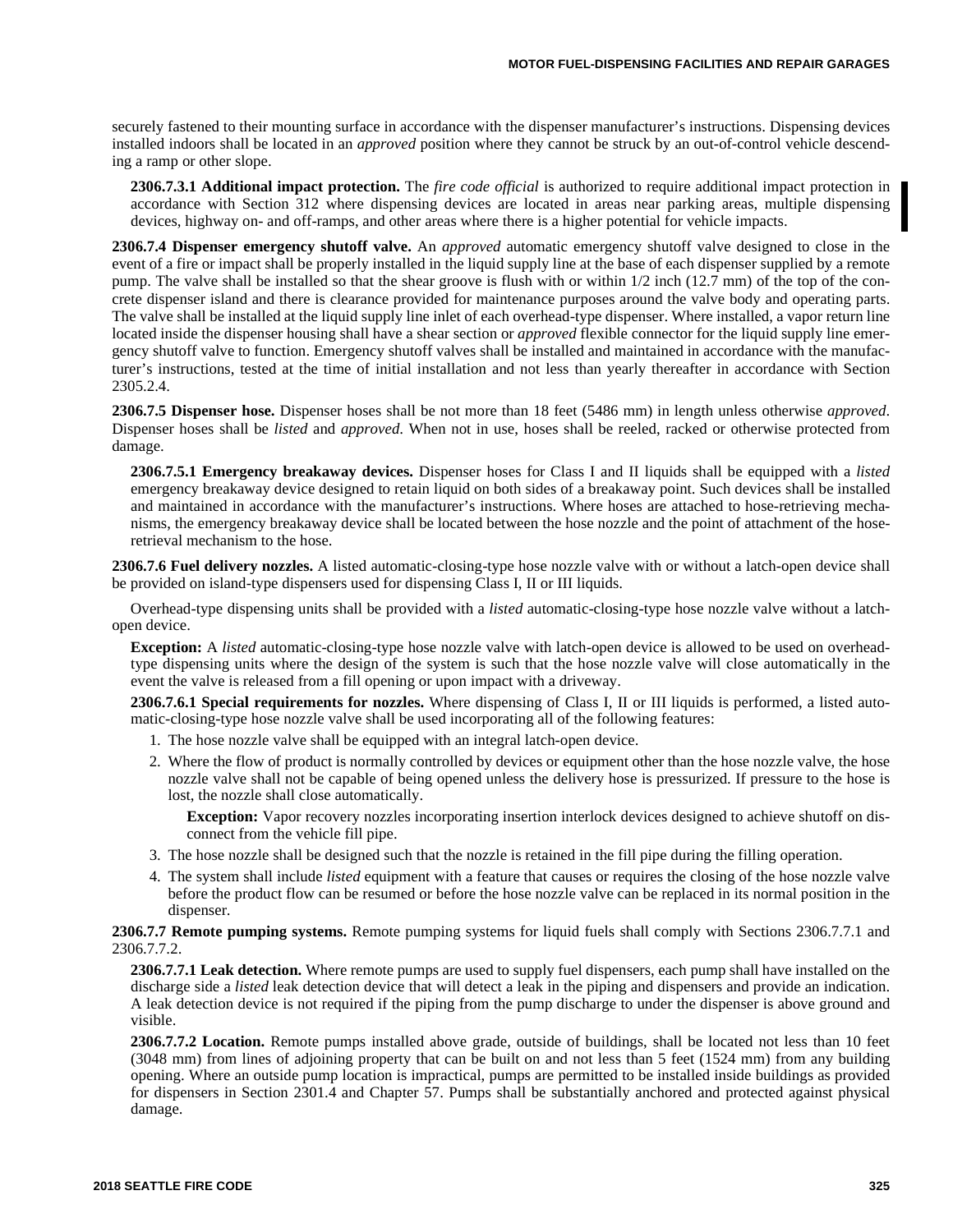securely fastened to their mounting surface in accordance with the dispenser manufacturer's instructions. Dispensing devices installed indoors shall be located in an *approved* position where they cannot be struck by an out-of-control vehicle descending a ramp or other slope.

**2306.7.3.1 Additional impact protection.** The *fire code official* is authorized to require additional impact protection in accordance with Section 312 where dispensing devices are located in areas near parking areas, multiple dispensing devices, highway on- and off-ramps, and other areas where there is a higher potential for vehicle impacts.

**2306.7.4 Dispenser emergency shutoff valve.** An *approved* automatic emergency shutoff valve designed to close in the event of a fire or impact shall be properly installed in the liquid supply line at the base of each dispenser supplied by a remote pump. The valve shall be installed so that the shear groove is flush with or within 1/2 inch (12.7 mm) of the top of the concrete dispenser island and there is clearance provided for maintenance purposes around the valve body and operating parts. The valve shall be installed at the liquid supply line inlet of each overhead-type dispenser. Where installed, a vapor return line located inside the dispenser housing shall have a shear section or *approved* flexible connector for the liquid supply line emergency shutoff valve to function. Emergency shutoff valves shall be installed and maintained in accordance with the manufacturer's instructions, tested at the time of initial installation and not less than yearly thereafter in accordance with Section 2305.2.4.

**2306.7.5 Dispenser hose.** Dispenser hoses shall be not more than 18 feet (5486 mm) in length unless otherwise *approved*. Dispenser hoses shall be *listed* and *approved*. When not in use, hoses shall be reeled, racked or otherwise protected from damage.

**2306.7.5.1 Emergency breakaway devices.** Dispenser hoses for Class I and II liquids shall be equipped with a *listed* emergency breakaway device designed to retain liquid on both sides of a breakaway point. Such devices shall be installed and maintained in accordance with the manufacturer's instructions. Where hoses are attached to hose-retrieving mechanisms, the emergency breakaway device shall be located between the hose nozzle and the point of attachment of the hose-retrieval mechanism to the hose.

**2306.7.6 Fuel delivery nozzles.** A listed automatic-closing-type hose nozzle valve with or without a latch-open device shall be provided on island-type dispensers used for dispensing Class I, II or III liquids.

Overhead-type dispensing units shall be provided with a *listed* automatic-closing-type hose nozzle valve without a latch-open device.

**Exception:** A *listed* automatic-closing-type hose nozzle valve with latch-open device is allowed to be used on overhead-type dispensing units where the design of the system is such that the hose nozzle valve will close automatically in the event the valve is released from a fill opening or upon impact with a driveway.

**2306.7.6.1 Special requirements for nozzles.** Where dispensing of Class I, II or III liquids is performed, a listed automatic-closing-type hose nozzle valve shall be used incorporating all of the following features:

1. The hose nozzle valve shall be equipped with an integral latch-open device.
2. Where the flow of product is normally controlled by devices or equipment other than the hose nozzle valve, the hose nozzle valve shall not be capable of being opened unless the delivery hose is pressurized. If pressure to the hose is lost, the nozzle shall close automatically.

   **Exception:** Vapor recovery nozzles incorporating insertion interlock devices designed to achieve shutoff on disconnect from the vehicle fill pipe.

3. The hose nozzle shall be designed such that the nozzle is retained in the fill pipe during the filling operation.
4. The system shall include *listed* equipment with a feature that causes or requires the closing of the hose nozzle valve before the product flow can be resumed or before the hose nozzle valve can be replaced in its normal position in the dispenser.

**2306.7.7 Remote pumping systems.** Remote pumping systems for liquid fuels shall comply with Sections 2306.7.7.1 and 2306.7.7.2.

**2306.7.7.1 Leak detection.** Where remote pumps are used to supply fuel dispensers, each pump shall have installed on the discharge side a *listed* leak detection device that will detect a leak in the piping and dispensers and provide an indication. A leak detection device is not required if the piping from the pump discharge to under the dispenser is above ground and visible.

**2306.7.7.2 Location.** Remote pumps installed above grade, outside of buildings, shall be located not less than 10 feet (3048 mm) from lines of adjoining property that can be built on and not less than 5 feet (1524 mm) from any building opening. Where an outside pump location is impractical, pumps are permitted to be installed inside buildings as provided for dispensers in Section 2301.4 and Chapter 57. Pumps shall be substantially anchored and protected against physical damage.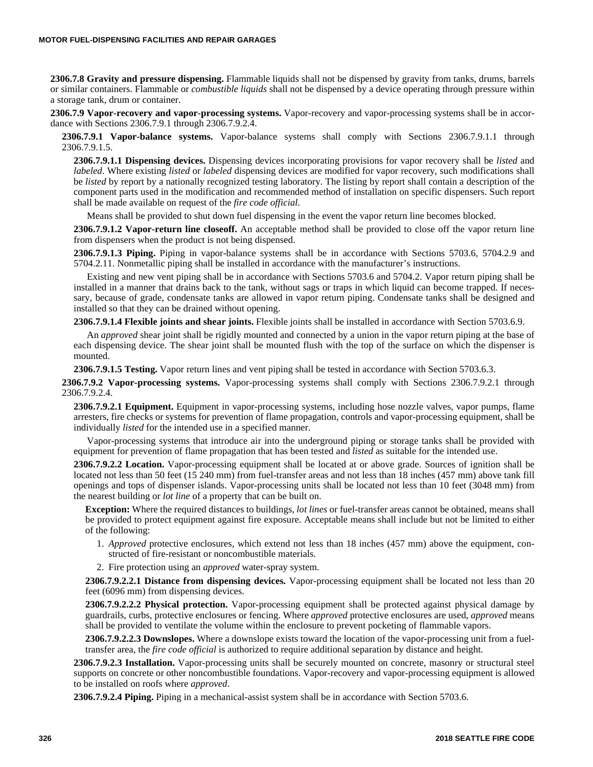**2306.7.8 Gravity and pressure dispensing.** Flammable liquids shall not be dispensed by gravity from tanks, drums, barrels or similar containers. Flammable or *combustible liquids* shall not be dispensed by a device operating through pressure within a storage tank, drum or container.

**2306.7.9 Vapor-recovery and vapor-processing systems.** Vapor-recovery and vapor-processing systems shall be in accordance with Sections 2306.7.9.1 through 2306.7.9.2.4.

**2306.7.9.1 Vapor-balance systems.** Vapor-balance systems shall comply with Sections 2306.7.9.1.1 through 2306.7.9.1.5.

**2306.7.9.1.1 Dispensing devices.** Dispensing devices incorporating provisions for vapor recovery shall be *listed* and *labeled*. Where existing *listed* or *labeled* dispensing devices are modified for vapor recovery, such modifications shall be *listed* by report by a nationally recognized testing laboratory. The listing by report shall contain a description of the component parts used in the modification and recommended method of installation on specific dispensers. Such report shall be made available on request of the *fire code official*.

Means shall be provided to shut down fuel dispensing in the event the vapor return line becomes blocked.

**2306.7.9.1.2 Vapor-return line closeoff.** An acceptable method shall be provided to close off the vapor return line from dispensers when the product is not being dispensed.

**2306.7.9.1.3 Piping.** Piping in vapor-balance systems shall be in accordance with Sections 5703.6, 5704.2.9 and 5704.2.11. Nonmetallic piping shall be installed in accordance with the manufacturer's instructions.

Existing and new vent piping shall be in accordance with Sections 5703.6 and 5704.2. Vapor return piping shall be installed in a manner that drains back to the tank, without sags or traps in which liquid can become trapped. If necessary, because of grade, condensate tanks are allowed in vapor return piping. Condensate tanks shall be designed and installed so that they can be drained without opening.

**2306.7.9.1.4 Flexible joints and shear joints.** Flexible joints shall be installed in accordance with Section 5703.6.9.

An *approved* shear joint shall be rigidly mounted and connected by a union in the vapor return piping at the base of each dispensing device. The shear joint shall be mounted flush with the top of the surface on which the dispenser is mounted.

**2306.7.9.1.5 Testing.** Vapor return lines and vent piping shall be tested in accordance with Section 5703.6.3.

**2306.7.9.2 Vapor-processing systems.** Vapor-processing systems shall comply with Sections 2306.7.9.2.1 through 2306.7.9.2.4.

**2306.7.9.2.1 Equipment.** Equipment in vapor-processing systems, including hose nozzle valves, vapor pumps, flame arresters, fire checks or systems for prevention of flame propagation, controls and vapor-processing equipment, shall be individually *listed* for the intended use in a specified manner.

Vapor-processing systems that introduce air into the underground piping or storage tanks shall be provided with equipment for prevention of flame propagation that has been tested and *listed* as suitable for the intended use.

**2306.7.9.2.2 Location.** Vapor-processing equipment shall be located at or above grade. Sources of ignition shall be located not less than 50 feet (15 240 mm) from fuel-transfer areas and not less than 18 inches (457 mm) above tank fill openings and tops of dispenser islands. Vapor-processing units shall be located not less than 10 feet (3048 mm) from the nearest building or *lot line* of a property that can be built on.

**Exception:** Where the required distances to buildings, *lot lines* or fuel-transfer areas cannot be obtained, means shall be provided to protect equipment against fire exposure. Acceptable means shall include but not be limited to either of the following:

1. *Approved* protective enclosures, which extend not less than 18 inches (457 mm) above the equipment, constructed of fire-resistant or noncombustible materials.
2. Fire protection using an *approved* water-spray system.

**2306.7.9.2.2.1 Distance from dispensing devices.** Vapor-processing equipment shall be located not less than 20 feet (6096 mm) from dispensing devices.

**2306.7.9.2.2.2 Physical protection.** Vapor-processing equipment shall be protected against physical damage by guardrails, curbs, protective enclosures or fencing. Where *approved* protective enclosures are used, *approved* means shall be provided to ventilate the volume within the enclosure to prevent pocketing of flammable vapors.

**2306.7.9.2.2.3 Downslopes.** Where a downslope exists toward the location of the vapor-processing unit from a fuel-transfer area, the *fire code official* is authorized to require additional separation by distance and height.

**2306.7.9.2.3 Installation.** Vapor-processing units shall be securely mounted on concrete, masonry or structural steel supports on concrete or other noncombustible foundations. Vapor-recovery and vapor-processing equipment is allowed to be installed on roofs where *approved*.

**2306.7.9.2.4 Piping.** Piping in a mechanical-assist system shall be in accordance with Section 5703.6.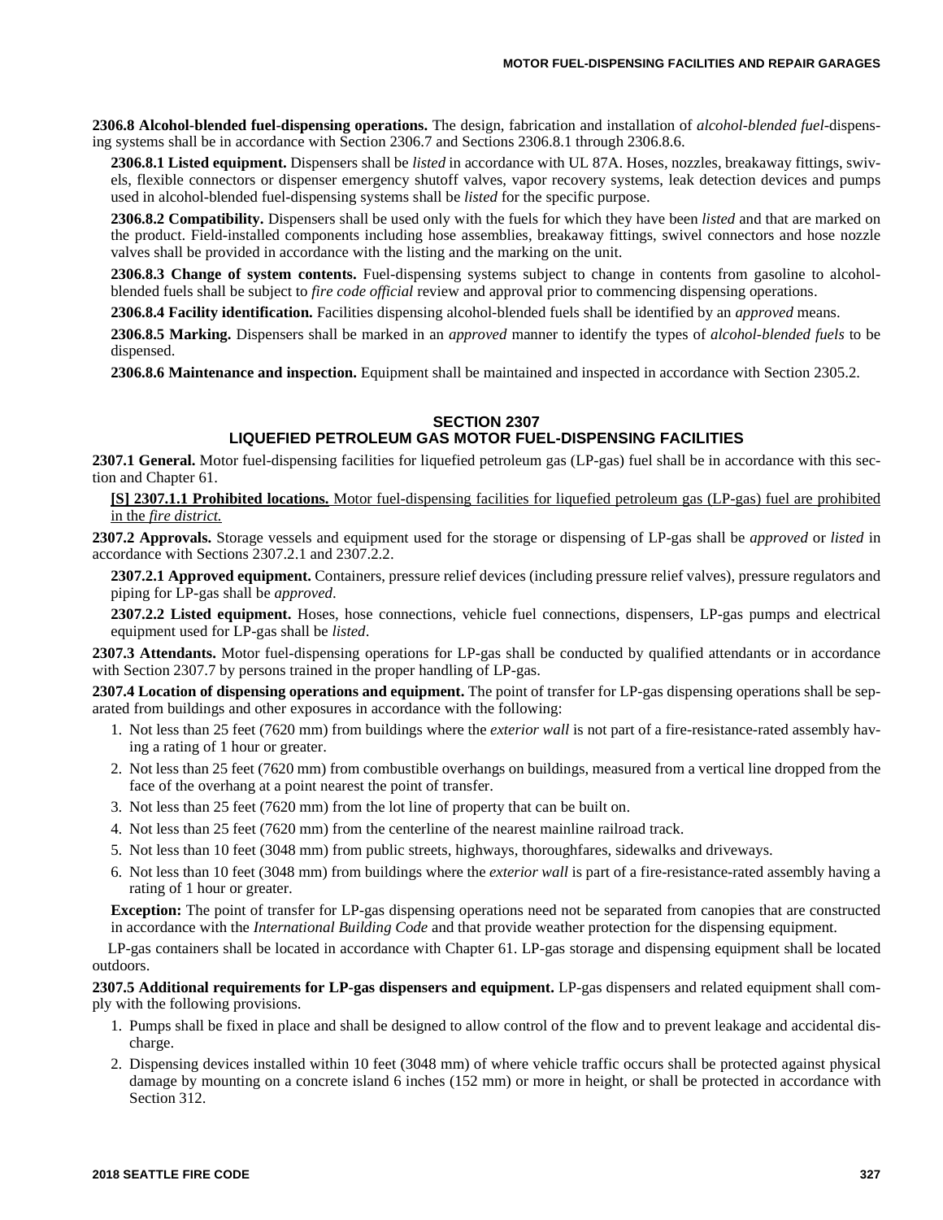**2306.8 Alcohol-blended fuel-dispensing operations.** The design, fabrication and installation of *alcohol-blended fuel*-dispensing systems shall be in accordance with Section 2306.7 and Sections 2306.8.1 through 2306.8.6.

**2306.8.1 Listed equipment.** Dispensers shall be *listed* in accordance with UL 87A. Hoses, nozzles, breakaway fittings, swivels, flexible connectors or dispenser emergency shutoff valves, vapor recovery systems, leak detection devices and pumps used in alcohol-blended fuel-dispensing systems shall be *listed* for the specific purpose.

**2306.8.2 Compatibility.** Dispensers shall be used only with the fuels for which they have been *listed* and that are marked on the product. Field-installed components including hose assemblies, breakaway fittings, swivel connectors and hose nozzle valves shall be provided in accordance with the listing and the marking on the unit.

**2306.8.3 Change of system contents.** Fuel-dispensing systems subject to change in contents from gasoline to alcohol-blended fuels shall be subject to *fire code official* review and approval prior to commencing dispensing operations.

**2306.8.4 Facility identification.** Facilities dispensing alcohol-blended fuels shall be identified by an *approved* means.

**2306.8.5 Marking.** Dispensers shall be marked in an *approved* manner to identify the types of *alcohol-blended fuels* to be dispensed.

**2306.8.6 Maintenance and inspection.** Equipment shall be maintained and inspected in accordance with Section 2305.2.

## SECTION 2307
## LIQUEFIED PETROLEUM GAS MOTOR FUEL-DISPENSING FACILITIES

**2307.1 General.** Motor fuel-dispensing facilities for liquefied petroleum gas (LP-gas) fuel shall be in accordance with this section and Chapter 61.

**[S] 2307.1.1 Prohibited locations.** Motor fuel-dispensing facilities for liquefied petroleum gas (LP-gas) fuel are prohibited in the *fire district.*

**2307.2 Approvals.** Storage vessels and equipment used for the storage or dispensing of LP-gas shall be *approved* or *listed* in accordance with Sections 2307.2.1 and 2307.2.2.

**2307.2.1 Approved equipment.** Containers, pressure relief devices (including pressure relief valves), pressure regulators and piping for LP-gas shall be *approved*.

**2307.2.2 Listed equipment.** Hoses, hose connections, vehicle fuel connections, dispensers, LP-gas pumps and electrical equipment used for LP-gas shall be *listed*.

**2307.3 Attendants.** Motor fuel-dispensing operations for LP-gas shall be conducted by qualified attendants or in accordance with Section 2307.7 by persons trained in the proper handling of LP-gas.

**2307.4 Location of dispensing operations and equipment.** The point of transfer for LP-gas dispensing operations shall be separated from buildings and other exposures in accordance with the following:

1. Not less than 25 feet (7620 mm) from buildings where the *exterior wall* is not part of a fire-resistance-rated assembly having a rating of 1 hour or greater.
2. Not less than 25 feet (7620 mm) from combustible overhangs on buildings, measured from a vertical line dropped from the face of the overhang at a point nearest the point of transfer.
3. Not less than 25 feet (7620 mm) from the lot line of property that can be built on.
4. Not less than 25 feet (7620 mm) from the centerline of the nearest mainline railroad track.
5. Not less than 10 feet (3048 mm) from public streets, highways, thoroughfares, sidewalks and driveways.
6. Not less than 10 feet (3048 mm) from buildings where the *exterior wall* is part of a fire-resistance-rated assembly having a rating of 1 hour or greater.

**Exception:** The point of transfer for LP-gas dispensing operations need not be separated from canopies that are constructed in accordance with the *International Building Code* and that provide weather protection for the dispensing equipment.

LP-gas containers shall be located in accordance with Chapter 61. LP-gas storage and dispensing equipment shall be located outdoors.

**2307.5 Additional requirements for LP-gas dispensers and equipment.** LP-gas dispensers and related equipment shall comply with the following provisions.

1. Pumps shall be fixed in place and shall be designed to allow control of the flow and to prevent leakage and accidental discharge.
2. Dispensing devices installed within 10 feet (3048 mm) of where vehicle traffic occurs shall be protected against physical damage by mounting on a concrete island 6 inches (152 mm) or more in height, or shall be protected in accordance with Section 312.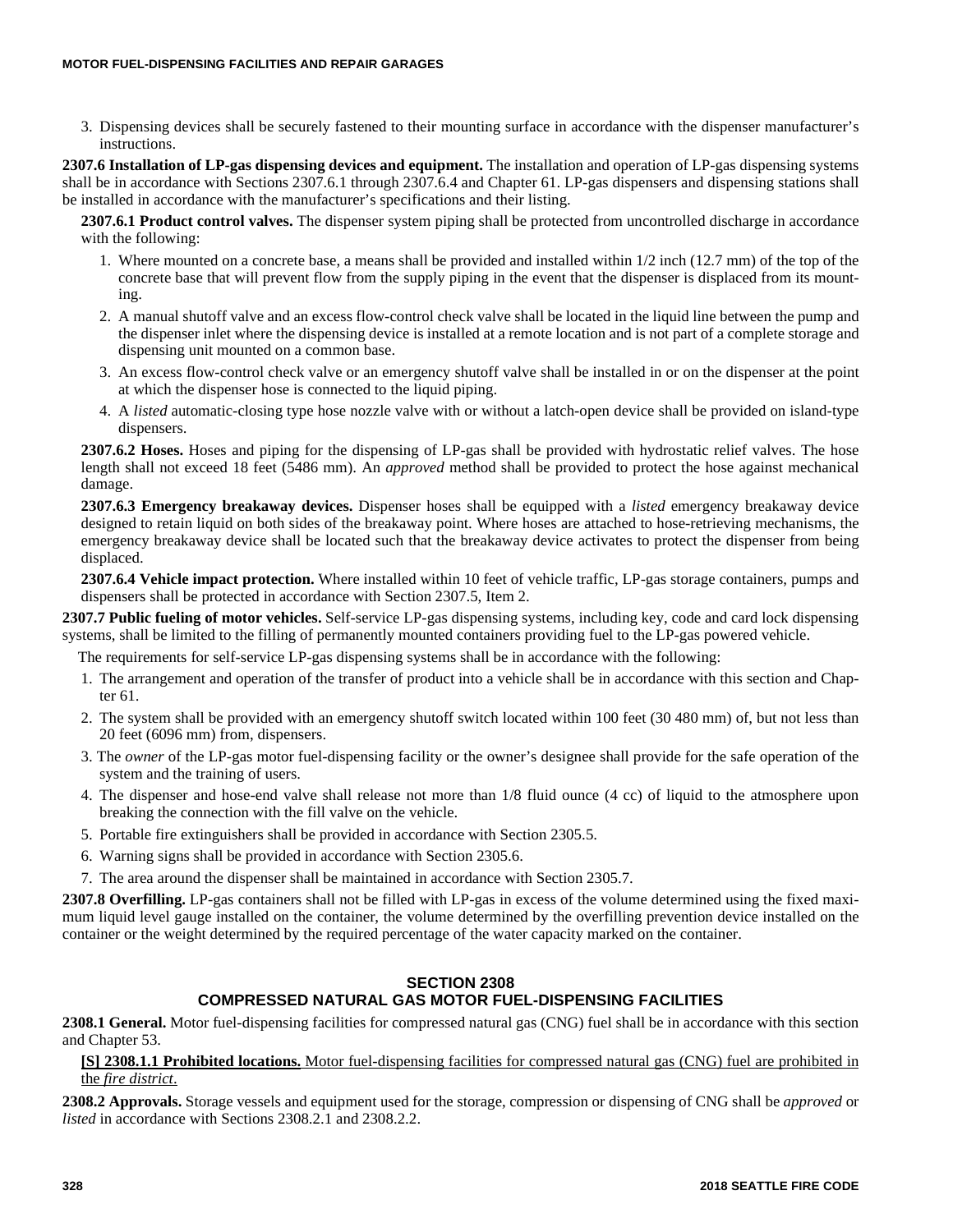3. Dispensing devices shall be securely fastened to their mounting surface in accordance with the dispenser manufacturer's instructions.

**2307.6 Installation of LP-gas dispensing devices and equipment.** The installation and operation of LP-gas dispensing systems shall be in accordance with Sections 2307.6.1 through 2307.6.4 and Chapter 61. LP-gas dispensers and dispensing stations shall be installed in accordance with the manufacturer's specifications and their listing.

**2307.6.1 Product control valves.** The dispenser system piping shall be protected from uncontrolled discharge in accordance with the following:

1. Where mounted on a concrete base, a means shall be provided and installed within 1/2 inch (12.7 mm) of the top of the concrete base that will prevent flow from the supply piping in the event that the dispenser is displaced from its mounting.
2. A manual shutoff valve and an excess flow-control check valve shall be located in the liquid line between the pump and the dispenser inlet where the dispensing device is installed at a remote location and is not part of a complete storage and dispensing unit mounted on a common base.
3. An excess flow-control check valve or an emergency shutoff valve shall be installed in or on the dispenser at the point at which the dispenser hose is connected to the liquid piping.
4. A *listed* automatic-closing type hose nozzle valve with or without a latch-open device shall be provided on island-type dispensers.

**2307.6.2 Hoses.** Hoses and piping for the dispensing of LP-gas shall be provided with hydrostatic relief valves. The hose length shall not exceed 18 feet (5486 mm). An *approved* method shall be provided to protect the hose against mechanical damage.

**2307.6.3 Emergency breakaway devices.** Dispenser hoses shall be equipped with a *listed* emergency breakaway device designed to retain liquid on both sides of the breakaway point. Where hoses are attached to hose-retrieving mechanisms, the emergency breakaway device shall be located such that the breakaway device activates to protect the dispenser from being displaced.

**2307.6.4 Vehicle impact protection.** Where installed within 10 feet of vehicle traffic, LP-gas storage containers, pumps and dispensers shall be protected in accordance with Section 2307.5, Item 2.

**2307.7 Public fueling of motor vehicles.** Self-service LP-gas dispensing systems, including key, code and card lock dispensing systems, shall be limited to the filling of permanently mounted containers providing fuel to the LP-gas powered vehicle.

The requirements for self-service LP-gas dispensing systems shall be in accordance with the following:

1. The arrangement and operation of the transfer of product into a vehicle shall be in accordance with this section and Chapter 61.
2. The system shall be provided with an emergency shutoff switch located within 100 feet (30 480 mm) of, but not less than 20 feet (6096 mm) from, dispensers.
3. The *owner* of the LP-gas motor fuel-dispensing facility or the owner's designee shall provide for the safe operation of the system and the training of users.
4. The dispenser and hose-end valve shall release not more than 1/8 fluid ounce (4 cc) of liquid to the atmosphere upon breaking the connection with the fill valve on the vehicle.
5. Portable fire extinguishers shall be provided in accordance with Section 2305.5.
6. Warning signs shall be provided in accordance with Section 2305.6.
7. The area around the dispenser shall be maintained in accordance with Section 2305.7.

**2307.8 Overfilling.** LP-gas containers shall not be filled with LP-gas in excess of the volume determined using the fixed maximum liquid level gauge installed on the container, the volume determined by the overfilling prevention device installed on the container or the weight determined by the required percentage of the water capacity marked on the container.

## SECTION 2308
## COMPRESSED NATURAL GAS MOTOR FUEL-DISPENSING FACILITIES

**2308.1 General.** Motor fuel-dispensing facilities for compressed natural gas (CNG) fuel shall be in accordance with this section and Chapter 53.

**[S] 2308.1.1 Prohibited locations.** Motor fuel-dispensing facilities for compressed natural gas (CNG) fuel are prohibited in the *fire district*.

**2308.2 Approvals.** Storage vessels and equipment used for the storage, compression or dispensing of CNG shall be *approved* or *listed* in accordance with Sections 2308.2.1 and 2308.2.2.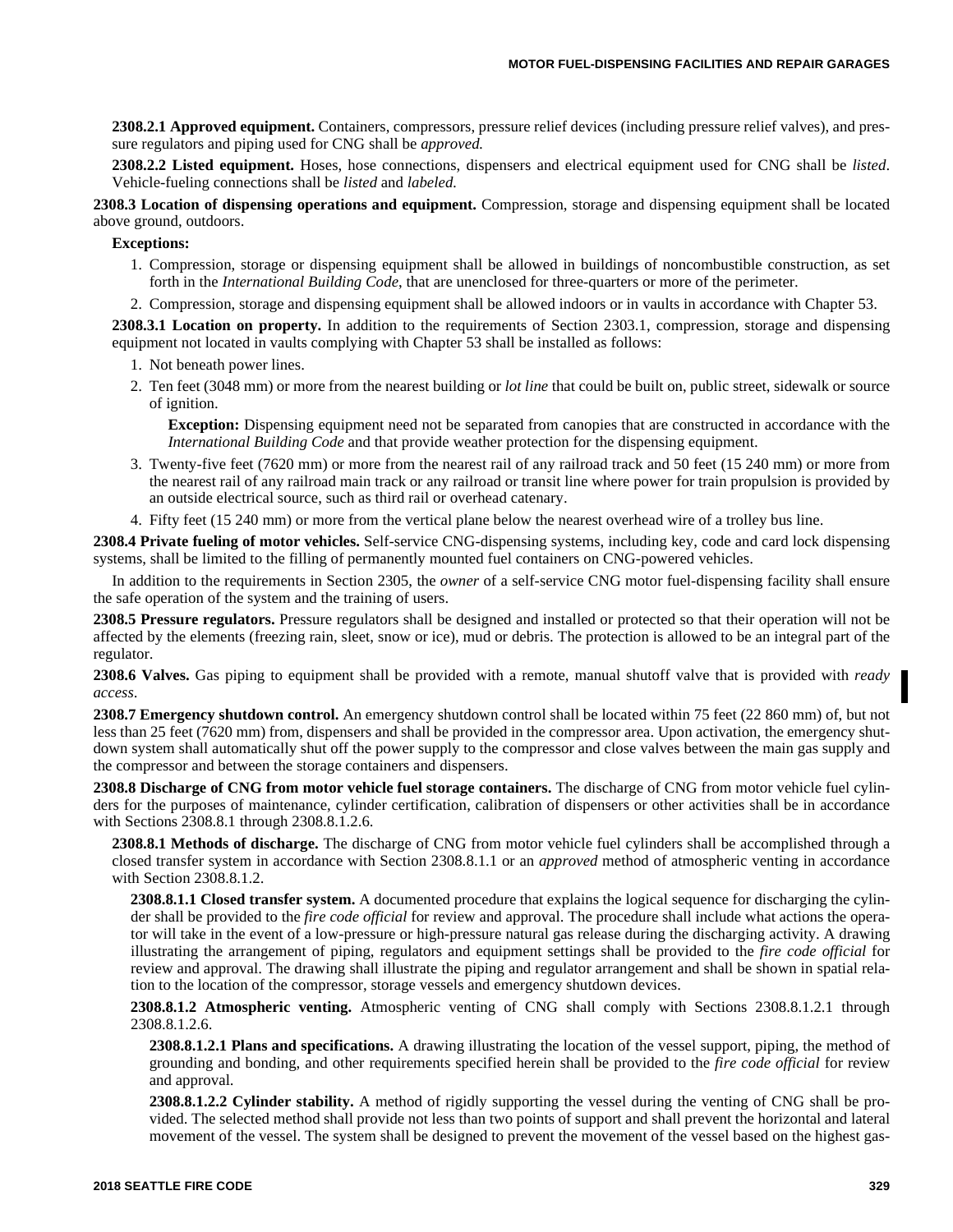**2308.2.1 Approved equipment.** Containers, compressors, pressure relief devices (including pressure relief valves), and pressure regulators and piping used for CNG shall be *approved.*

**2308.2.2 Listed equipment.** Hoses, hose connections, dispensers and electrical equipment used for CNG shall be *listed*. Vehicle-fueling connections shall be *listed* and *labeled.*

**2308.3 Location of dispensing operations and equipment.** Compression, storage and dispensing equipment shall be located above ground, outdoors.

**Exceptions:**

1. Compression, storage or dispensing equipment shall be allowed in buildings of noncombustible construction, as set forth in the *International Building Code*, that are unenclosed for three-quarters or more of the perimeter.
2. Compression, storage and dispensing equipment shall be allowed indoors or in vaults in accordance with Chapter 53.

**2308.3.1 Location on property.** In addition to the requirements of Section 2303.1, compression, storage and dispensing equipment not located in vaults complying with Chapter 53 shall be installed as follows:

1. Not beneath power lines.
2. Ten feet (3048 mm) or more from the nearest building or *lot line* that could be built on, public street, sidewalk or source of ignition.

   **Exception:** Dispensing equipment need not be separated from canopies that are constructed in accordance with the *International Building Code* and that provide weather protection for the dispensing equipment.

3. Twenty-five feet (7620 mm) or more from the nearest rail of any railroad track and 50 feet (15 240 mm) or more from the nearest rail of any railroad main track or any railroad or transit line where power for train propulsion is provided by an outside electrical source, such as third rail or overhead catenary.
4. Fifty feet (15 240 mm) or more from the vertical plane below the nearest overhead wire of a trolley bus line.

**2308.4 Private fueling of motor vehicles.** Self-service CNG-dispensing systems, including key, code and card lock dispensing systems, shall be limited to the filling of permanently mounted fuel containers on CNG-powered vehicles.

In addition to the requirements in Section 2305, the *owner* of a self-service CNG motor fuel-dispensing facility shall ensure the safe operation of the system and the training of users.

**2308.5 Pressure regulators.** Pressure regulators shall be designed and installed or protected so that their operation will not be affected by the elements (freezing rain, sleet, snow or ice), mud or debris. The protection is allowed to be an integral part of the regulator.

**2308.6 Valves.** Gas piping to equipment shall be provided with a remote, manual shutoff valve that is provided with *ready access*.

**2308.7 Emergency shutdown control.** An emergency shutdown control shall be located within 75 feet (22 860 mm) of, but not less than 25 feet (7620 mm) from, dispensers and shall be provided in the compressor area. Upon activation, the emergency shutdown system shall automatically shut off the power supply to the compressor and close valves between the main gas supply and the compressor and between the storage containers and dispensers.

**2308.8 Discharge of CNG from motor vehicle fuel storage containers.** The discharge of CNG from motor vehicle fuel cylinders for the purposes of maintenance, cylinder certification, calibration of dispensers or other activities shall be in accordance with Sections 2308.8.1 through 2308.8.1.2.6.

**2308.8.1 Methods of discharge.** The discharge of CNG from motor vehicle fuel cylinders shall be accomplished through a closed transfer system in accordance with Section 2308.8.1.1 or an *approved* method of atmospheric venting in accordance with Section 2308.8.1.2.

**2308.8.1.1 Closed transfer system.** A documented procedure that explains the logical sequence for discharging the cylinder shall be provided to the *fire code official* for review and approval. The procedure shall include what actions the operator will take in the event of a low-pressure or high-pressure natural gas release during the discharging activity. A drawing illustrating the arrangement of piping, regulators and equipment settings shall be provided to the *fire code official* for review and approval. The drawing shall illustrate the piping and regulator arrangement and shall be shown in spatial relation to the location of the compressor, storage vessels and emergency shutdown devices.

**2308.8.1.2 Atmospheric venting.** Atmospheric venting of CNG shall comply with Sections 2308.8.1.2.1 through 2308.8.1.2.6.

**2308.8.1.2.1 Plans and specifications.** A drawing illustrating the location of the vessel support, piping, the method of grounding and bonding, and other requirements specified herein shall be provided to the *fire code official* for review and approval.

**2308.8.1.2.2 Cylinder stability.** A method of rigidly supporting the vessel during the venting of CNG shall be provided. The selected method shall provide not less than two points of support and shall prevent the horizontal and lateral movement of the vessel. The system shall be designed to prevent the movement of the vessel based on the highest gas-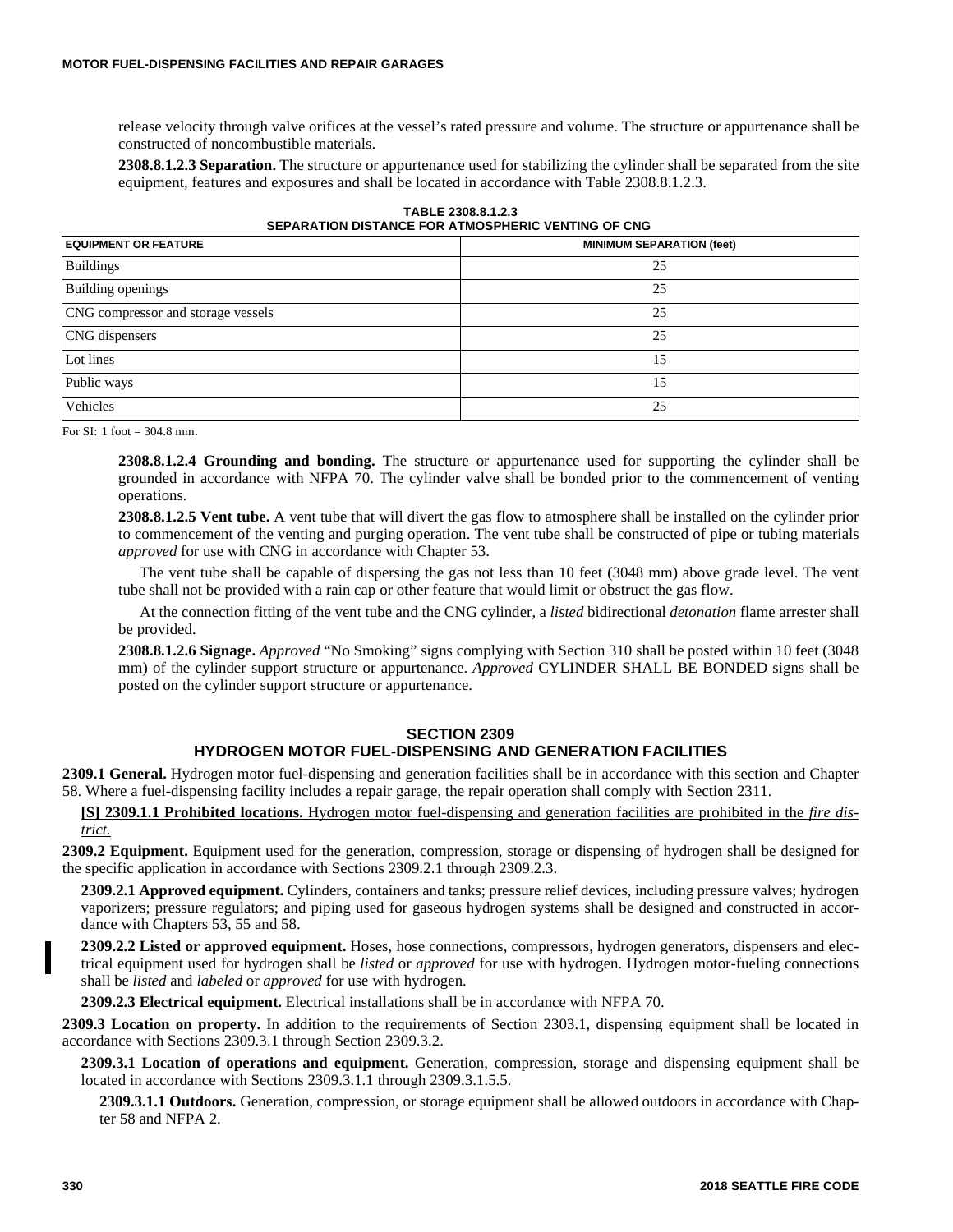release velocity through valve orifices at the vessel's rated pressure and volume. The structure or appurtenance shall be constructed of noncombustible materials.

**2308.8.1.2.3 Separation.** The structure or appurtenance used for stabilizing the cylinder shall be separated from the site equipment, features and exposures and shall be located in accordance with Table 2308.8.1.2.3.

**TABLE 2308.8.1.2.3**
**SEPARATION DISTANCE FOR ATMOSPHERIC VENTING OF CNG**

| EQUIPMENT OR FEATURE | MINIMUM SEPARATION (feet) |
|---|---|
| Buildings | 25 |
| Building openings | 25 |
| CNG compressor and storage vessels | 25 |
| CNG dispensers | 25 |
| Lot lines | 15 |
| Public ways | 15 |
| Vehicles | 25 |

For SI: 1 foot = 304.8 mm.

**2308.8.1.2.4 Grounding and bonding.** The structure or appurtenance used for supporting the cylinder shall be grounded in accordance with NFPA 70. The cylinder valve shall be bonded prior to the commencement of venting operations.

**2308.8.1.2.5 Vent tube.** A vent tube that will divert the gas flow to atmosphere shall be installed on the cylinder prior to commencement of the venting and purging operation. The vent tube shall be constructed of pipe or tubing materials *approved* for use with CNG in accordance with Chapter 53.

The vent tube shall be capable of dispersing the gas not less than 10 feet (3048 mm) above grade level. The vent tube shall not be provided with a rain cap or other feature that would limit or obstruct the gas flow.

At the connection fitting of the vent tube and the CNG cylinder, a *listed* bidirectional *detonation* flame arrester shall be provided.

**2308.8.1.2.6 Signage.** *Approved* "No Smoking" signs complying with Section 310 shall be posted within 10 feet (3048 mm) of the cylinder support structure or appurtenance. *Approved* CYLINDER SHALL BE BONDED signs shall be posted on the cylinder support structure or appurtenance.

## SECTION 2309
## HYDROGEN MOTOR FUEL-DISPENSING AND GENERATION FACILITIES

**2309.1 General.** Hydrogen motor fuel-dispensing and generation facilities shall be in accordance with this section and Chapter 58. Where a fuel-dispensing facility includes a repair garage, the repair operation shall comply with Section 2311.

**[S] 2309.1.1 Prohibited locations.** Hydrogen motor fuel-dispensing and generation facilities are prohibited in the *fire district.*

**2309.2 Equipment.** Equipment used for the generation, compression, storage or dispensing of hydrogen shall be designed for the specific application in accordance with Sections 2309.2.1 through 2309.2.3.

**2309.2.1 Approved equipment.** Cylinders, containers and tanks; pressure relief devices, including pressure valves; hydrogen vaporizers; pressure regulators; and piping used for gaseous hydrogen systems shall be designed and constructed in accordance with Chapters 53, 55 and 58.

**2309.2.2 Listed or approved equipment.** Hoses, hose connections, compressors, hydrogen generators, dispensers and electrical equipment used for hydrogen shall be *listed* or *approved* for use with hydrogen. Hydrogen motor-fueling connections shall be *listed* and *labeled* or *approved* for use with hydrogen.

**2309.2.3 Electrical equipment.** Electrical installations shall be in accordance with NFPA 70.

**2309.3 Location on property.** In addition to the requirements of Section 2303.1, dispensing equipment shall be located in accordance with Sections 2309.3.1 through Section 2309.3.2.

**2309.3.1 Location of operations and equipment.** Generation, compression, storage and dispensing equipment shall be located in accordance with Sections 2309.3.1.1 through 2309.3.1.5.5.

**2309.3.1.1 Outdoors.** Generation, compression, or storage equipment shall be allowed outdoors in accordance with Chapter 58 and NFPA 2.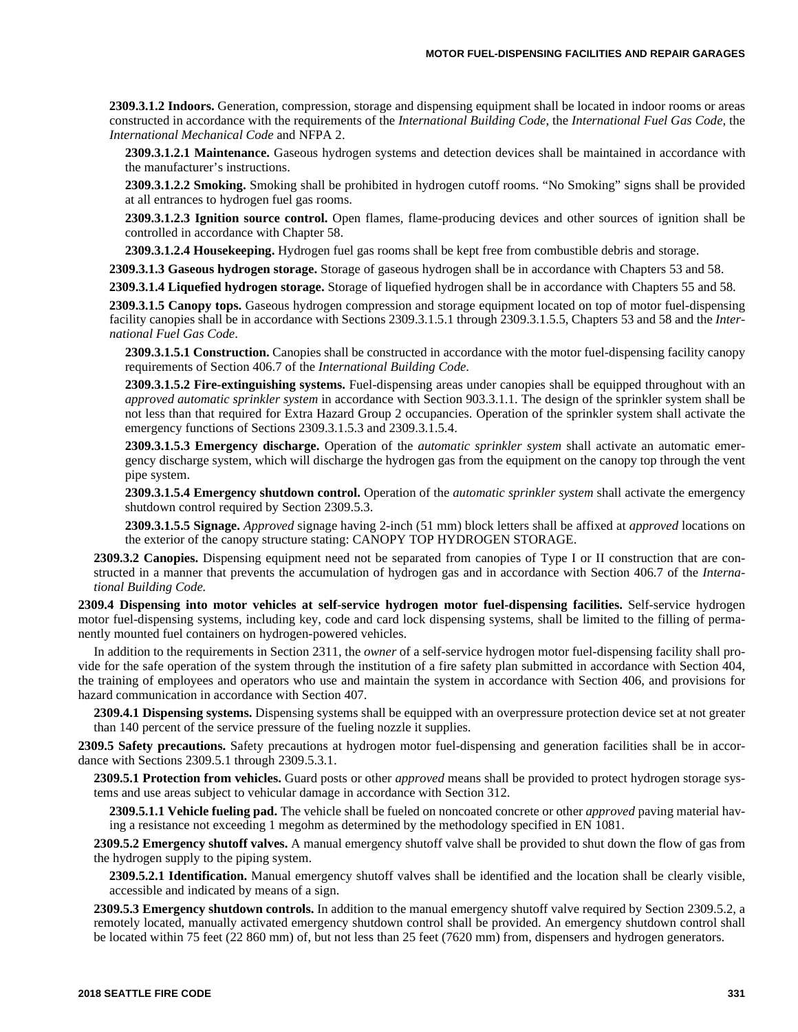**2309.3.1.2 Indoors.** Generation, compression, storage and dispensing equipment shall be located in indoor rooms or areas constructed in accordance with the requirements of the *International Building Code*, the *International Fuel Gas Code*, the *International Mechanical Code* and NFPA 2.

**2309.3.1.2.1 Maintenance.** Gaseous hydrogen systems and detection devices shall be maintained in accordance with the manufacturer's instructions.

**2309.3.1.2.2 Smoking.** Smoking shall be prohibited in hydrogen cutoff rooms. "No Smoking" signs shall be provided at all entrances to hydrogen fuel gas rooms.

**2309.3.1.2.3 Ignition source control.** Open flames, flame-producing devices and other sources of ignition shall be controlled in accordance with Chapter 58.

**2309.3.1.2.4 Housekeeping.** Hydrogen fuel gas rooms shall be kept free from combustible debris and storage.

**2309.3.1.3 Gaseous hydrogen storage.** Storage of gaseous hydrogen shall be in accordance with Chapters 53 and 58.

**2309.3.1.4 Liquefied hydrogen storage.** Storage of liquefied hydrogen shall be in accordance with Chapters 55 and 58.

**2309.3.1.5 Canopy tops.** Gaseous hydrogen compression and storage equipment located on top of motor fuel-dispensing facility canopies shall be in accordance with Sections 2309.3.1.5.1 through 2309.3.1.5.5, Chapters 53 and 58 and the *International Fuel Gas Code*.

**2309.3.1.5.1 Construction.** Canopies shall be constructed in accordance with the motor fuel-dispensing facility canopy requirements of Section 406.7 of the *International Building Code*.

**2309.3.1.5.2 Fire-extinguishing systems.** Fuel-dispensing areas under canopies shall be equipped throughout with an *approved automatic sprinkler system* in accordance with Section 903.3.1.1. The design of the sprinkler system shall be not less than that required for Extra Hazard Group 2 occupancies. Operation of the sprinkler system shall activate the emergency functions of Sections 2309.3.1.5.3 and 2309.3.1.5.4.

**2309.3.1.5.3 Emergency discharge.** Operation of the *automatic sprinkler system* shall activate an automatic emergency discharge system, which will discharge the hydrogen gas from the equipment on the canopy top through the vent pipe system.

**2309.3.1.5.4 Emergency shutdown control.** Operation of the *automatic sprinkler system* shall activate the emergency shutdown control required by Section 2309.5.3.

**2309.3.1.5.5 Signage.** *Approved* signage having 2-inch (51 mm) block letters shall be affixed at *approved* locations on the exterior of the canopy structure stating: CANOPY TOP HYDROGEN STORAGE.

**2309.3.2 Canopies.** Dispensing equipment need not be separated from canopies of Type I or II construction that are constructed in a manner that prevents the accumulation of hydrogen gas and in accordance with Section 406.7 of the *International Building Code.*

**2309.4 Dispensing into motor vehicles at self-service hydrogen motor fuel-dispensing facilities.** Self-service hydrogen motor fuel-dispensing systems, including key, code and card lock dispensing systems, shall be limited to the filling of permanently mounted fuel containers on hydrogen-powered vehicles.

In addition to the requirements in Section 2311, the *owner* of a self-service hydrogen motor fuel-dispensing facility shall provide for the safe operation of the system through the institution of a fire safety plan submitted in accordance with Section 404, the training of employees and operators who use and maintain the system in accordance with Section 406, and provisions for hazard communication in accordance with Section 407.

**2309.4.1 Dispensing systems.** Dispensing systems shall be equipped with an overpressure protection device set at not greater than 140 percent of the service pressure of the fueling nozzle it supplies.

**2309.5 Safety precautions.** Safety precautions at hydrogen motor fuel-dispensing and generation facilities shall be in accordance with Sections 2309.5.1 through 2309.5.3.1.

**2309.5.1 Protection from vehicles.** Guard posts or other *approved* means shall be provided to protect hydrogen storage systems and use areas subject to vehicular damage in accordance with Section 312.

**2309.5.1.1 Vehicle fueling pad.** The vehicle shall be fueled on noncoated concrete or other *approved* paving material having a resistance not exceeding 1 megohm as determined by the methodology specified in EN 1081.

**2309.5.2 Emergency shutoff valves.** A manual emergency shutoff valve shall be provided to shut down the flow of gas from the hydrogen supply to the piping system.

**2309.5.2.1 Identification.** Manual emergency shutoff valves shall be identified and the location shall be clearly visible, accessible and indicated by means of a sign.

**2309.5.3 Emergency shutdown controls.** In addition to the manual emergency shutoff valve required by Section 2309.5.2, a remotely located, manually activated emergency shutdown control shall be provided. An emergency shutdown control shall be located within 75 feet (22 860 mm) of, but not less than 25 feet (7620 mm) from, dispensers and hydrogen generators.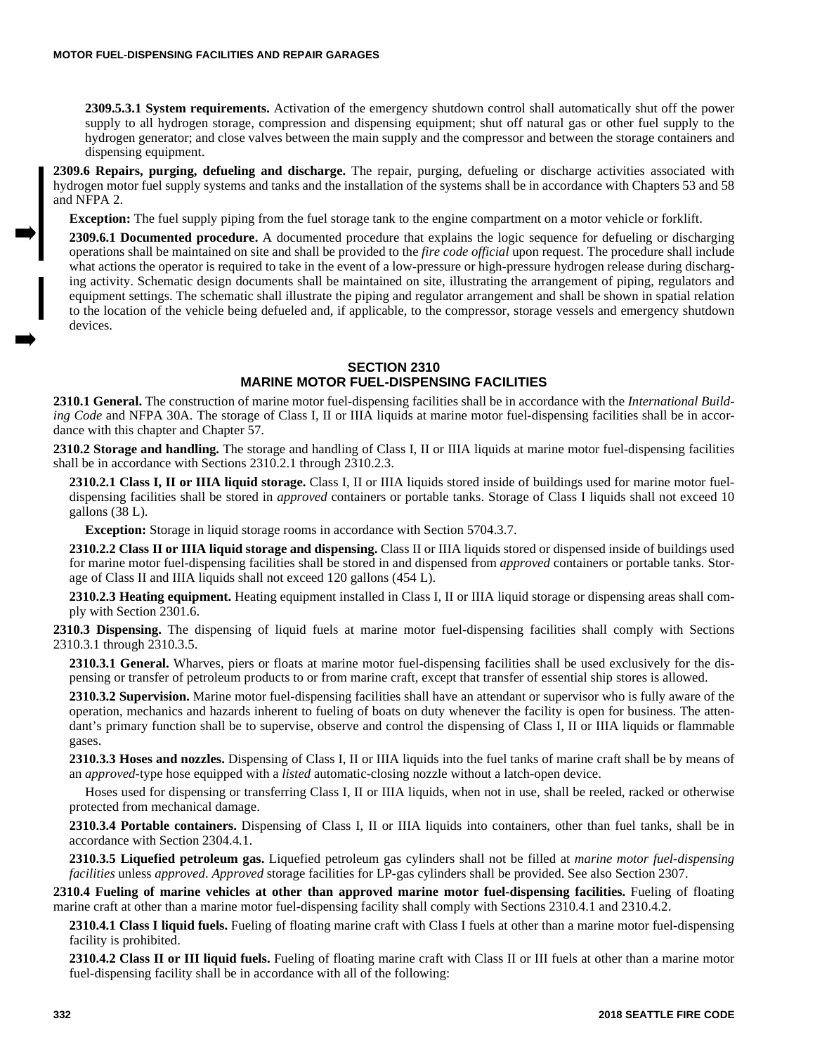**2309.5.3.1 System requirements.** Activation of the emergency shutdown control shall automatically shut off the power supply to all hydrogen storage, compression and dispensing equipment; shut off natural gas or other fuel supply to the hydrogen generator; and close valves between the main supply and the compressor and between the storage containers and dispensing equipment.

**2309.6 Repairs, purging, defueling and discharge.** The repair, purging, defueling or discharge activities associated with hydrogen motor fuel supply systems and tanks and the installation of the systems shall be in accordance with Chapters 53 and 58 and NFPA 2.

**Exception:** The fuel supply piping from the fuel storage tank to the engine compartment on a motor vehicle or forklift.

**2309.6.1 Documented procedure.** A documented procedure that explains the logic sequence for defueling or discharging operations shall be maintained on site and shall be provided to the *fire code official* upon request. The procedure shall include what actions the operator is required to take in the event of a low-pressure or high-pressure hydrogen release during discharging activity. Schematic design documents shall be maintained on site, illustrating the arrangement of piping, regulators and equipment settings. The schematic shall illustrate the piping and regulator arrangement and shall be shown in spatial relation to the location of the vehicle being defueled and, if applicable, to the compressor, storage vessels and emergency shutdown devices.

## SECTION 2310 MARINE MOTOR FUEL-DISPENSING FACILITIES

**2310.1 General.** The construction of marine motor fuel-dispensing facilities shall be in accordance with the *International Building Code* and NFPA 30A. The storage of Class I, II or IIIA liquids at marine motor fuel-dispensing facilities shall be in accordance with this chapter and Chapter 57.

**2310.2 Storage and handling.** The storage and handling of Class I, II or IIIA liquids at marine motor fuel-dispensing facilities shall be in accordance with Sections 2310.2.1 through 2310.2.3.

**2310.2.1 Class I, II or IIIA liquid storage.** Class I, II or IIIA liquids stored inside of buildings used for marine motor fuel-dispensing facilities shall be stored in *approved* containers or portable tanks. Storage of Class I liquids shall not exceed 10 gallons (38 L).

**Exception:** Storage in liquid storage rooms in accordance with Section 5704.3.7.

**2310.2.2 Class II or IIIA liquid storage and dispensing.** Class II or IIIA liquids stored or dispensed inside of buildings used for marine motor fuel-dispensing facilities shall be stored in and dispensed from *approved* containers or portable tanks. Storage of Class II and IIIA liquids shall not exceed 120 gallons (454 L).

**2310.2.3 Heating equipment.** Heating equipment installed in Class I, II or IIIA liquid storage or dispensing areas shall comply with Section 2301.6.

**2310.3 Dispensing.** The dispensing of liquid fuels at marine motor fuel-dispensing facilities shall comply with Sections 2310.3.1 through 2310.3.5.

**2310.3.1 General.** Wharves, piers or floats at marine motor fuel-dispensing facilities shall be used exclusively for the dispensing or transfer of petroleum products to or from marine craft, except that transfer of essential ship stores is allowed.

**2310.3.2 Supervision.** Marine motor fuel-dispensing facilities shall have an attendant or supervisor who is fully aware of the operation, mechanics and hazards inherent to fueling of boats on duty whenever the facility is open for business. The attendant's primary function shall be to supervise, observe and control the dispensing of Class I, II or IIIA liquids or flammable gases.

**2310.3.3 Hoses and nozzles.** Dispensing of Class I, II or IIIA liquids into the fuel tanks of marine craft shall be by means of an *approved*-type hose equipped with a *listed* automatic-closing nozzle without a latch-open device.

Hoses used for dispensing or transferring Class I, II or IIIA liquids, when not in use, shall be reeled, racked or otherwise protected from mechanical damage.

**2310.3.4 Portable containers.** Dispensing of Class I, II or IIIA liquids into containers, other than fuel tanks, shall be in accordance with Section 2304.4.1.

**2310.3.5 Liquefied petroleum gas.** Liquefied petroleum gas cylinders shall not be filled at *marine motor fuel-dispensing facilities* unless *approved*. *Approved* storage facilities for LP-gas cylinders shall be provided. See also Section 2307.

**2310.4 Fueling of marine vehicles at other than approved marine motor fuel-dispensing facilities.** Fueling of floating marine craft at other than a marine motor fuel-dispensing facility shall comply with Sections 2310.4.1 and 2310.4.2.

**2310.4.1 Class I liquid fuels.** Fueling of floating marine craft with Class I fuels at other than a marine motor fuel-dispensing facility is prohibited.

**2310.4.2 Class II or III liquid fuels.** Fueling of floating marine craft with Class II or III fuels at other than a marine motor fuel-dispensing facility shall be in accordance with all of the following: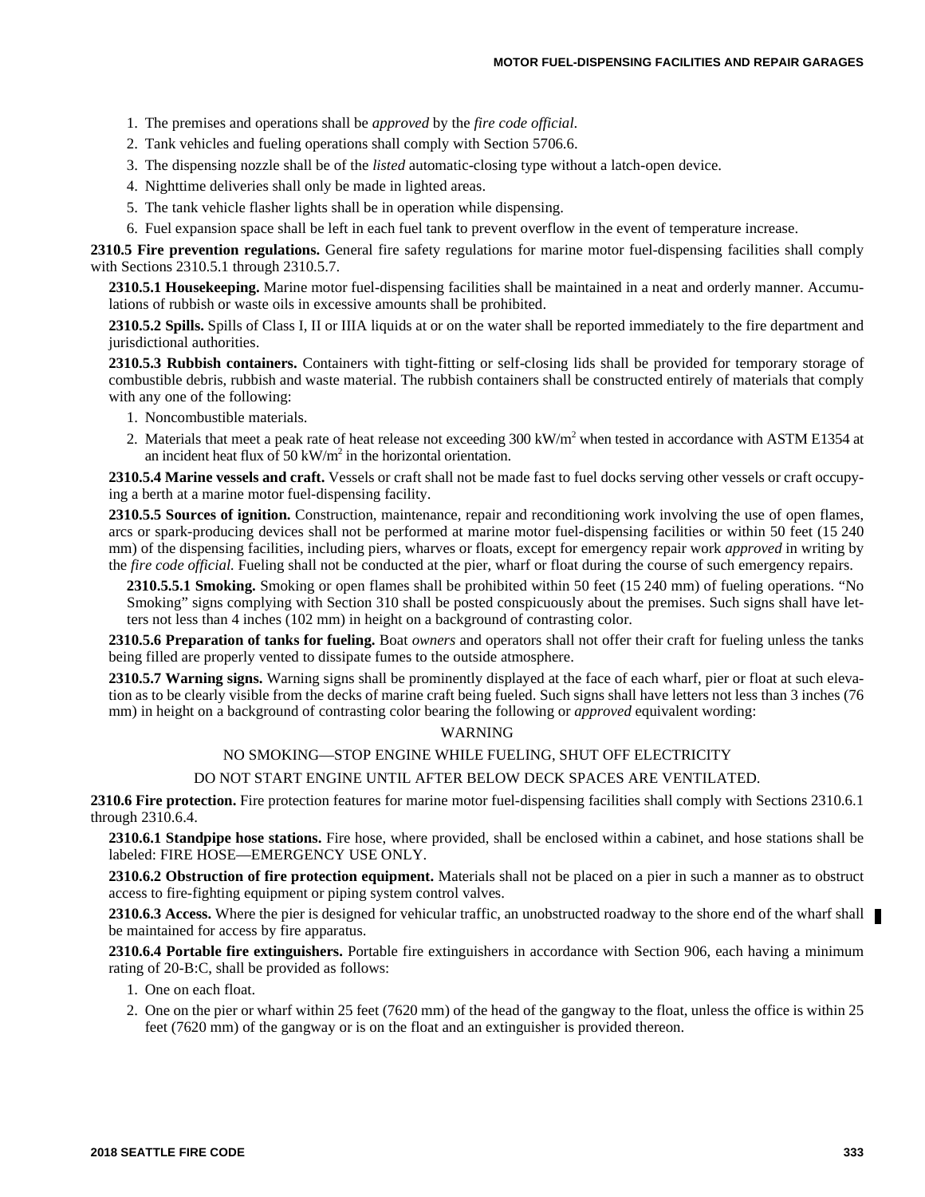1. The premises and operations shall be *approved* by the *fire code official*.
2. Tank vehicles and fueling operations shall comply with Section 5706.6.
3. The dispensing nozzle shall be of the *listed* automatic-closing type without a latch-open device.
4. Nighttime deliveries shall only be made in lighted areas.
5. The tank vehicle flasher lights shall be in operation while dispensing.
6. Fuel expansion space shall be left in each fuel tank to prevent overflow in the event of temperature increase.

**2310.5 Fire prevention regulations.** General fire safety regulations for marine motor fuel-dispensing facilities shall comply with Sections 2310.5.1 through 2310.5.7.

**2310.5.1 Housekeeping.** Marine motor fuel-dispensing facilities shall be maintained in a neat and orderly manner. Accumulations of rubbish or waste oils in excessive amounts shall be prohibited.

**2310.5.2 Spills.** Spills of Class I, II or IIIA liquids at or on the water shall be reported immediately to the fire department and jurisdictional authorities.

**2310.5.3 Rubbish containers.** Containers with tight-fitting or self-closing lids shall be provided for temporary storage of combustible debris, rubbish and waste material. The rubbish containers shall be constructed entirely of materials that comply with any one of the following:

1. Noncombustible materials.
2. Materials that meet a peak rate of heat release not exceeding 300 $kW/m^2$ when tested in accordance with ASTM E1354 at an incident heat flux of 50 $kW/m^2$ in the horizontal orientation.

**2310.5.4 Marine vessels and craft.** Vessels or craft shall not be made fast to fuel docks serving other vessels or craft occupying a berth at a marine motor fuel-dispensing facility.

**2310.5.5 Sources of ignition.** Construction, maintenance, repair and reconditioning work involving the use of open flames, arcs or spark-producing devices shall not be performed at marine motor fuel-dispensing facilities or within 50 feet (15 240 mm) of the dispensing facilities, including piers, wharves or floats, except for emergency repair work *approved* in writing by the *fire code official*. Fueling shall not be conducted at the pier, wharf or float during the course of such emergency repairs.

**2310.5.5.1 Smoking.** Smoking or open flames shall be prohibited within 50 feet (15 240 mm) of fueling operations. "No Smoking" signs complying with Section 310 shall be posted conspicuously about the premises. Such signs shall have letters not less than 4 inches (102 mm) in height on a background of contrasting color.

**2310.5.6 Preparation of tanks for fueling.** Boat *owners* and operators shall not offer their craft for fueling unless the tanks being filled are properly vented to dissipate fumes to the outside atmosphere.

**2310.5.7 Warning signs.** Warning signs shall be prominently displayed at the face of each wharf, pier or float at such elevation as to be clearly visible from the decks of marine craft being fueled. Such signs shall have letters not less than 3 inches (76 mm) in height on a background of contrasting color bearing the following or *approved* equivalent wording:

WARNING

NO SMOKING—STOP ENGINE WHILE FUELING, SHUT OFF ELECTRICITY

DO NOT START ENGINE UNTIL AFTER BELOW DECK SPACES ARE VENTILATED.

**2310.6 Fire protection.** Fire protection features for marine motor fuel-dispensing facilities shall comply with Sections 2310.6.1 through 2310.6.4.

**2310.6.1 Standpipe hose stations.** Fire hose, where provided, shall be enclosed within a cabinet, and hose stations shall be labeled: FIRE HOSE—EMERGENCY USE ONLY.

**2310.6.2 Obstruction of fire protection equipment.** Materials shall not be placed on a pier in such a manner as to obstruct access to fire-fighting equipment or piping system control valves.

**2310.6.3 Access.** Where the pier is designed for vehicular traffic, an unobstructed roadway to the shore end of the wharf shall be maintained for access by fire apparatus.

**2310.6.4 Portable fire extinguishers.** Portable fire extinguishers in accordance with Section 906, each having a minimum rating of 20-B:C, shall be provided as follows:

1. One on each float.
2. One on the pier or wharf within 25 feet (7620 mm) of the head of the gangway to the float, unless the office is within 25 feet (7620 mm) of the gangway or is on the float and an extinguisher is provided thereon.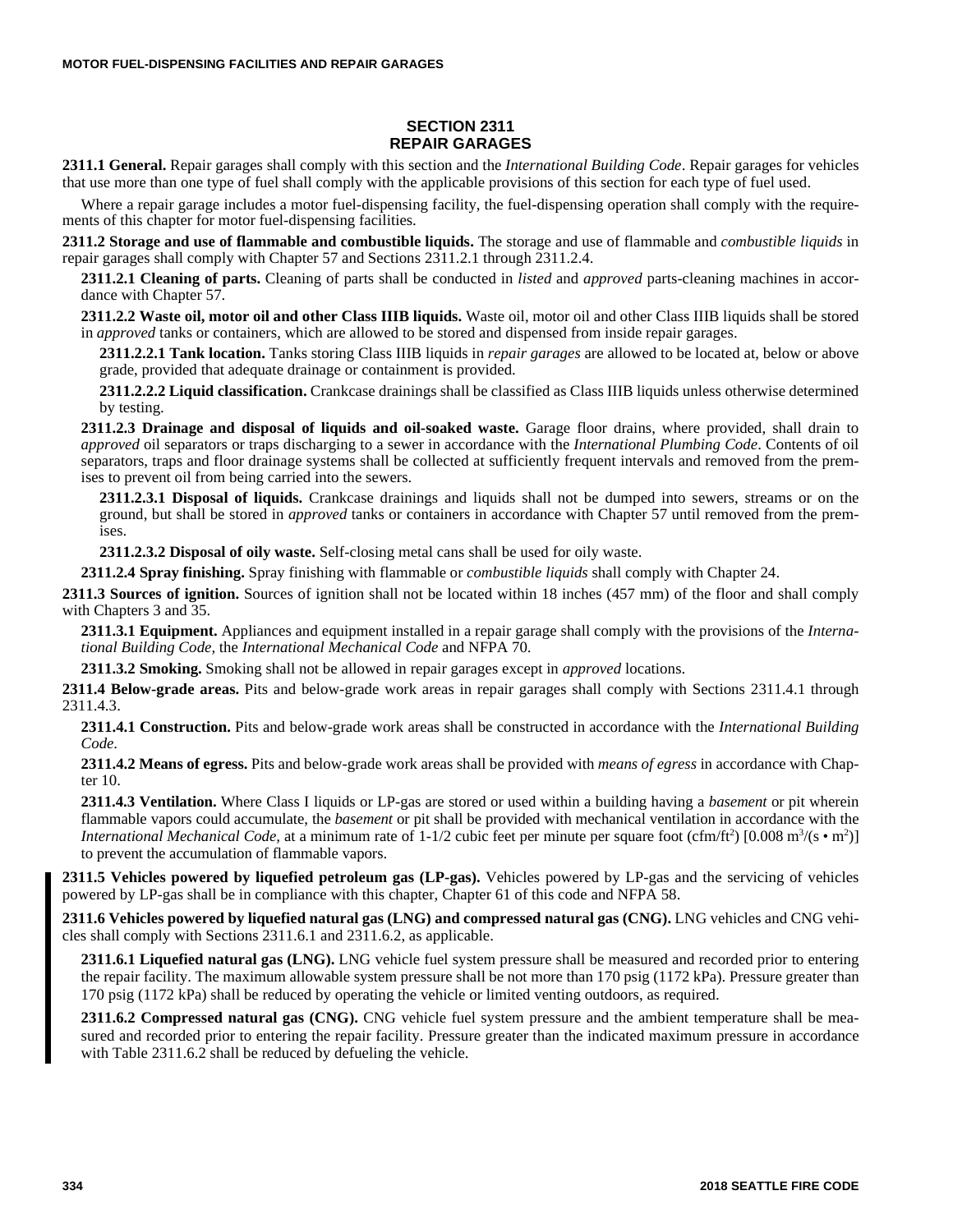## SECTION 2311 REPAIR GARAGES

**2311.1 General.** Repair garages shall comply with this section and the *International Building Code*. Repair garages for vehicles that use more than one type of fuel shall comply with the applicable provisions of this section for each type of fuel used.

Where a repair garage includes a motor fuel-dispensing facility, the fuel-dispensing operation shall comply with the requirements of this chapter for motor fuel-dispensing facilities.

**2311.2 Storage and use of flammable and combustible liquids.** The storage and use of flammable and *combustible liquids* in repair garages shall comply with Chapter 57 and Sections 2311.2.1 through 2311.2.4.

**2311.2.1 Cleaning of parts.** Cleaning of parts shall be conducted in *listed* and *approved* parts-cleaning machines in accordance with Chapter 57.

**2311.2.2 Waste oil, motor oil and other Class IIIB liquids.** Waste oil, motor oil and other Class IIIB liquids shall be stored in *approved* tanks or containers, which are allowed to be stored and dispensed from inside repair garages.

**2311.2.2.1 Tank location.** Tanks storing Class IIIB liquids in *repair garages* are allowed to be located at, below or above grade, provided that adequate drainage or containment is provided.

**2311.2.2.2 Liquid classification.** Crankcase drainings shall be classified as Class IIIB liquids unless otherwise determined by testing.

**2311.2.3 Drainage and disposal of liquids and oil-soaked waste.** Garage floor drains, where provided, shall drain to *approved* oil separators or traps discharging to a sewer in accordance with the *International Plumbing Code*. Contents of oil separators, traps and floor drainage systems shall be collected at sufficiently frequent intervals and removed from the premises to prevent oil from being carried into the sewers.

**2311.2.3.1 Disposal of liquids.** Crankcase drainings and liquids shall not be dumped into sewers, streams or on the ground, but shall be stored in *approved* tanks or containers in accordance with Chapter 57 until removed from the premises.

**2311.2.3.2 Disposal of oily waste.** Self-closing metal cans shall be used for oily waste.

**2311.2.4 Spray finishing.** Spray finishing with flammable or *combustible liquids* shall comply with Chapter 24.

**2311.3 Sources of ignition.** Sources of ignition shall not be located within 18 inches (457 mm) of the floor and shall comply with Chapters 3 and 35.

**2311.3.1 Equipment.** Appliances and equipment installed in a repair garage shall comply with the provisions of the *International Building Code*, the *International Mechanical Code* and NFPA 70.

**2311.3.2 Smoking.** Smoking shall not be allowed in repair garages except in *approved* locations.

**2311.4 Below-grade areas.** Pits and below-grade work areas in repair garages shall comply with Sections 2311.4.1 through 2311.4.3.

**2311.4.1 Construction.** Pits and below-grade work areas shall be constructed in accordance with the *International Building Code*.

**2311.4.2 Means of egress.** Pits and below-grade work areas shall be provided with *means of egress* in accordance with Chapter 10.

**2311.4.3 Ventilation.** Where Class I liquids or LP-gas are stored or used within a building having a *basement* or pit wherein flammable vapors could accumulate, the *basement* or pit shall be provided with mechanical ventilation in accordance with the *International Mechanical Code*, at a minimum rate of 1-1/2 cubic feet per minute per square foot (cfm/ft$^2$) [0.008 m$^3$/(s • m$^2$)] to prevent the accumulation of flammable vapors.

**2311.5 Vehicles powered by liquefied petroleum gas (LP-gas).** Vehicles powered by LP-gas and the servicing of vehicles powered by LP-gas shall be in compliance with this chapter, Chapter 61 of this code and NFPA 58.

**2311.6 Vehicles powered by liquefied natural gas (LNG) and compressed natural gas (CNG).** LNG vehicles and CNG vehicles shall comply with Sections 2311.6.1 and 2311.6.2, as applicable.

**2311.6.1 Liquefied natural gas (LNG).** LNG vehicle fuel system pressure shall be measured and recorded prior to entering the repair facility. The maximum allowable system pressure shall be not more than 170 psig (1172 kPa). Pressure greater than 170 psig (1172 kPa) shall be reduced by operating the vehicle or limited venting outdoors, as required.

**2311.6.2 Compressed natural gas (CNG).** CNG vehicle fuel system pressure and the ambient temperature shall be measured and recorded prior to entering the repair facility. Pressure greater than the indicated maximum pressure in accordance with Table 2311.6.2 shall be reduced by defueling the vehicle.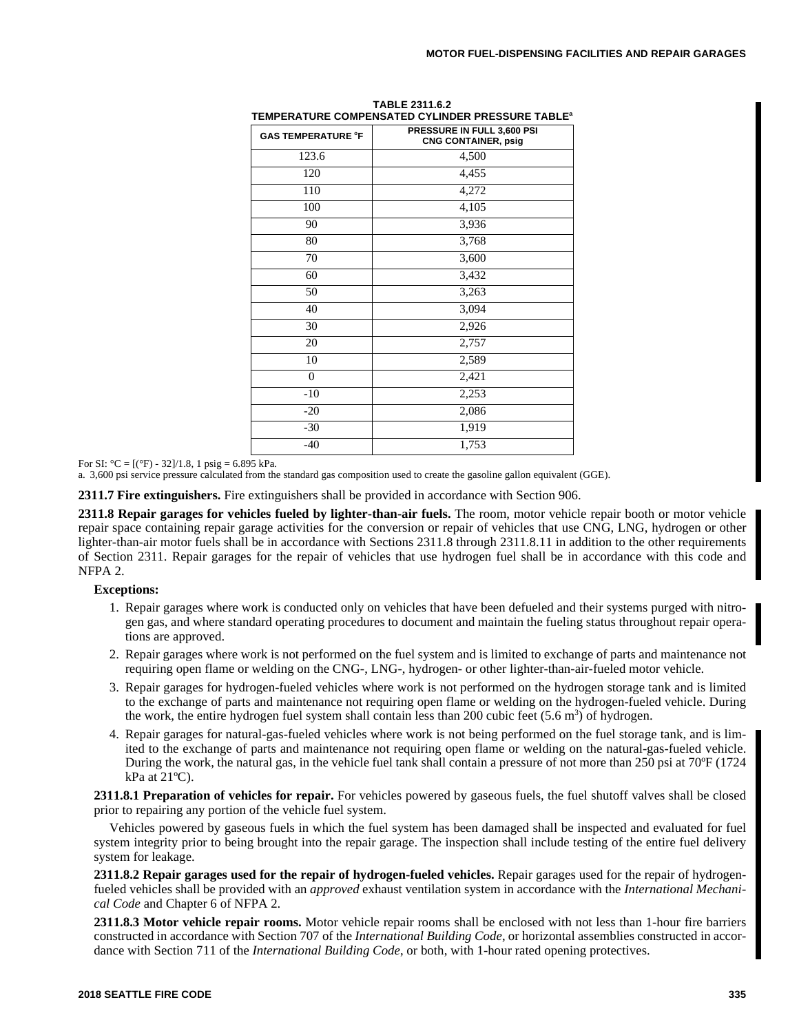**TABLE 2311.6.2**
**TEMPERATURE COMPENSATED CYLINDER PRESSURE TABLE[a]**

| GAS TEMPERATURE °F | PRESSURE IN FULL 3,600 PSI CNG CONTAINER, psig |
|---|---|
| 123.6 | 4,500 |
| 120 | 4,455 |
| 110 | 4,272 |
| 100 | 4,105 |
| 90 | 3,936 |
| 80 | 3,768 |
| 70 | 3,600 |
| 60 | 3,432 |
| 50 | 3,263 |
| 40 | 3,094 |
| 30 | 2,926 |
| 20 | 2,757 |
| 10 | 2,589 |
| 0 | 2,421 |
| -10 | 2,253 |
| -20 | 2,086 |
| -30 | 1,919 |
| -40 | 1,753 |

For SI: °C = [(°F) - 32]/1.8, 1 psig = 6.895 kPa.

a. 3,600 psi service pressure calculated from the standard gas composition used to create the gasoline gallon equivalent (GGE).

**2311.7 Fire extinguishers.** Fire extinguishers shall be provided in accordance with Section 906.

**2311.8 Repair garages for vehicles fueled by lighter-than-air fuels.** The room, motor vehicle repair booth or motor vehicle repair space containing repair garage activities for the conversion or repair of vehicles that use CNG, LNG, hydrogen or other lighter-than-air motor fuels shall be in accordance with Sections 2311.8 through 2311.8.11 in addition to the other requirements of Section 2311. Repair garages for the repair of vehicles that use hydrogen fuel shall be in accordance with this code and NFPA 2.

**Exceptions:**

1. Repair garages where work is conducted only on vehicles that have been defueled and their systems purged with nitrogen gas, and where standard operating procedures to document and maintain the fueling status throughout repair operations are approved.
2. Repair garages where work is not performed on the fuel system and is limited to exchange of parts and maintenance not requiring open flame or welding on the CNG-, LNG-, hydrogen- or other lighter-than-air-fueled motor vehicle.
3. Repair garages for hydrogen-fueled vehicles where work is not performed on the hydrogen storage tank and is limited to the exchange of parts and maintenance not requiring open flame or welding on the hydrogen-fueled vehicle. During the work, the entire hydrogen fuel system shall contain less than 200 cubic feet (5.6 $m^3$) of hydrogen.
4. Repair garages for natural-gas-fueled vehicles where work is not being performed on the fuel storage tank, and is limited to the exchange of parts and maintenance not requiring open flame or welding on the natural-gas-fueled vehicle. During the work, the natural gas, in the vehicle fuel tank shall contain a pressure of not more than 250 psi at 70ºF (1724 kPa at 21ºC).

**2311.8.1 Preparation of vehicles for repair.** For vehicles powered by gaseous fuels, the fuel shutoff valves shall be closed prior to repairing any portion of the vehicle fuel system.

Vehicles powered by gaseous fuels in which the fuel system has been damaged shall be inspected and evaluated for fuel system integrity prior to being brought into the repair garage. The inspection shall include testing of the entire fuel delivery system for leakage.

**2311.8.2 Repair garages used for the repair of hydrogen-fueled vehicles.** Repair garages used for the repair of hydrogen-fueled vehicles shall be provided with an *approved* exhaust ventilation system in accordance with the *International Mechanical Code* and Chapter 6 of NFPA 2.

**2311.8.3 Motor vehicle repair rooms.** Motor vehicle repair rooms shall be enclosed with not less than 1-hour fire barriers constructed in accordance with Section 707 of the *International Building Code*, or horizontal assemblies constructed in accordance with Section 711 of the *International Building Code*, or both, with 1-hour rated opening protectives.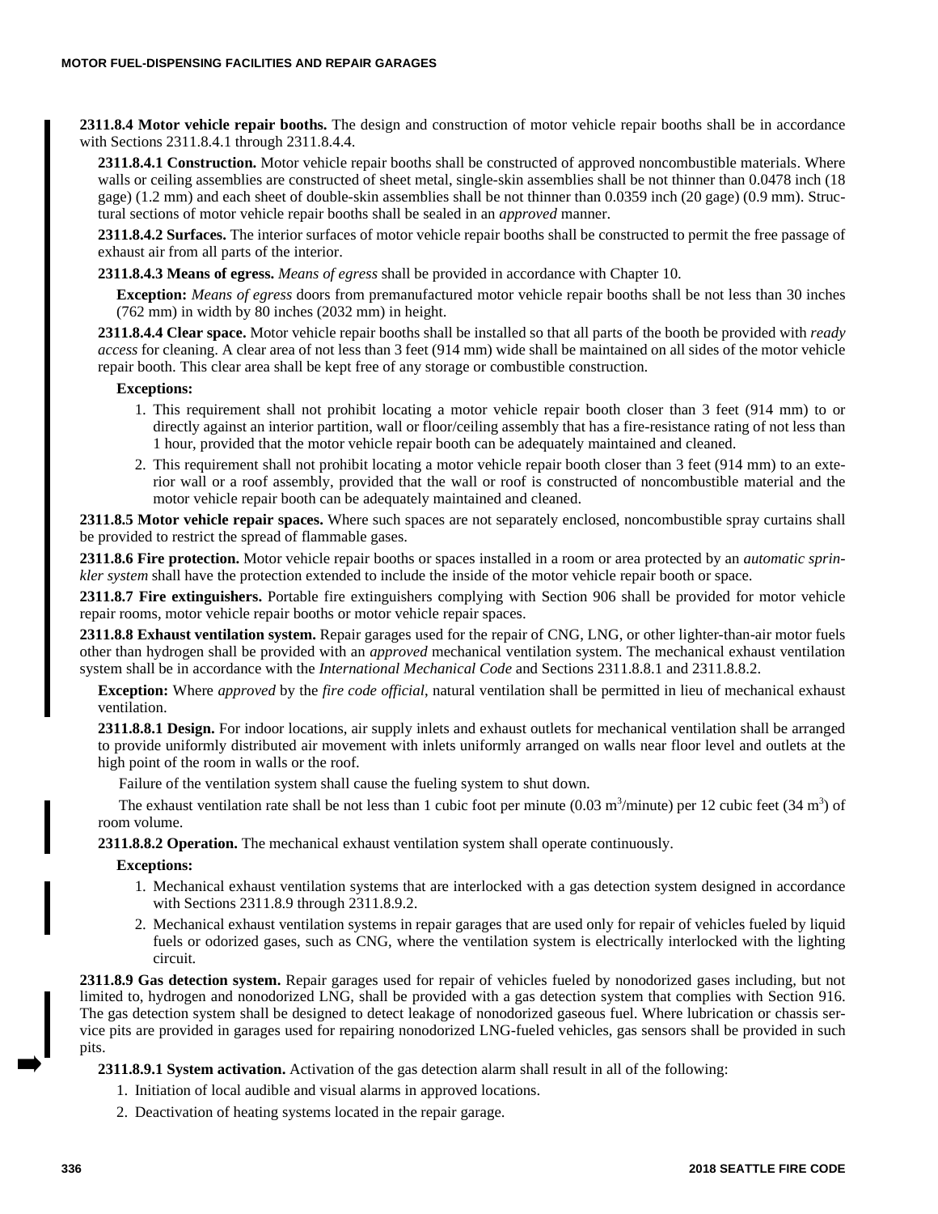**2311.8.4 Motor vehicle repair booths.** The design and construction of motor vehicle repair booths shall be in accordance with Sections 2311.8.4.1 through 2311.8.4.4.

**2311.8.4.1 Construction.** Motor vehicle repair booths shall be constructed of approved noncombustible materials. Where walls or ceiling assemblies are constructed of sheet metal, single-skin assemblies shall be not thinner than 0.0478 inch (18 gage) (1.2 mm) and each sheet of double-skin assemblies shall be not thinner than 0.0359 inch (20 gage) (0.9 mm). Structural sections of motor vehicle repair booths shall be sealed in an *approved* manner.

**2311.8.4.2 Surfaces.** The interior surfaces of motor vehicle repair booths shall be constructed to permit the free passage of exhaust air from all parts of the interior.

**2311.8.4.3 Means of egress.** *Means of egress* shall be provided in accordance with Chapter 10.

**Exception:** *Means of egress* doors from premanufactured motor vehicle repair booths shall be not less than 30 inches (762 mm) in width by 80 inches (2032 mm) in height.

**2311.8.4.4 Clear space.** Motor vehicle repair booths shall be installed so that all parts of the booth be provided with *ready access* for cleaning. A clear area of not less than 3 feet (914 mm) wide shall be maintained on all sides of the motor vehicle repair booth. This clear area shall be kept free of any storage or combustible construction.

**Exceptions:**

1. This requirement shall not prohibit locating a motor vehicle repair booth closer than 3 feet (914 mm) to or directly against an interior partition, wall or floor/ceiling assembly that has a fire-resistance rating of not less than 1 hour, provided that the motor vehicle repair booth can be adequately maintained and cleaned.
2. This requirement shall not prohibit locating a motor vehicle repair booth closer than 3 feet (914 mm) to an exterior wall or a roof assembly, provided that the wall or roof is constructed of noncombustible material and the motor vehicle repair booth can be adequately maintained and cleaned.

**2311.8.5 Motor vehicle repair spaces.** Where such spaces are not separately enclosed, noncombustible spray curtains shall be provided to restrict the spread of flammable gases.

**2311.8.6 Fire protection.** Motor vehicle repair booths or spaces installed in a room or area protected by an *automatic sprinkler system* shall have the protection extended to include the inside of the motor vehicle repair booth or space.

**2311.8.7 Fire extinguishers.** Portable fire extinguishers complying with Section 906 shall be provided for motor vehicle repair rooms, motor vehicle repair booths or motor vehicle repair spaces.

**2311.8.8 Exhaust ventilation system.** Repair garages used for the repair of CNG, LNG, or other lighter-than-air motor fuels other than hydrogen shall be provided with an *approved* mechanical ventilation system. The mechanical exhaust ventilation system shall be in accordance with the *International Mechanical Code* and Sections 2311.8.8.1 and 2311.8.8.2.

**Exception:** Where *approved* by the *fire code official*, natural ventilation shall be permitted in lieu of mechanical exhaust ventilation.

**2311.8.8.1 Design.** For indoor locations, air supply inlets and exhaust outlets for mechanical ventilation shall be arranged to provide uniformly distributed air movement with inlets uniformly arranged on walls near floor level and outlets at the high point of the room in walls or the roof.

Failure of the ventilation system shall cause the fueling system to shut down.

The exhaust ventilation rate shall be not less than 1 cubic foot per minute (0.03 $m^3$/minute) per 12 cubic feet (34 $m^3$) of room volume.

**2311.8.8.2 Operation.** The mechanical exhaust ventilation system shall operate continuously.

**Exceptions:**

1. Mechanical exhaust ventilation systems that are interlocked with a gas detection system designed in accordance with Sections 2311.8.9 through 2311.8.9.2.
2. Mechanical exhaust ventilation systems in repair garages that are used only for repair of vehicles fueled by liquid fuels or odorized gases, such as CNG, where the ventilation system is electrically interlocked with the lighting circuit.

**2311.8.9 Gas detection system.** Repair garages used for repair of vehicles fueled by nonodorized gases including, but not limited to, hydrogen and nonodorized LNG, shall be provided with a gas detection system that complies with Section 916. The gas detection system shall be designed to detect leakage of nonodorized gaseous fuel. Where lubrication or chassis service pits are provided in garages used for repairing nonodorized LNG-fueled vehicles, gas sensors shall be provided in such pits.

**2311.8.9.1 System activation.** Activation of the gas detection alarm shall result in all of the following:

1. Initiation of local audible and visual alarms in approved locations.
2. Deactivation of heating systems located in the repair garage.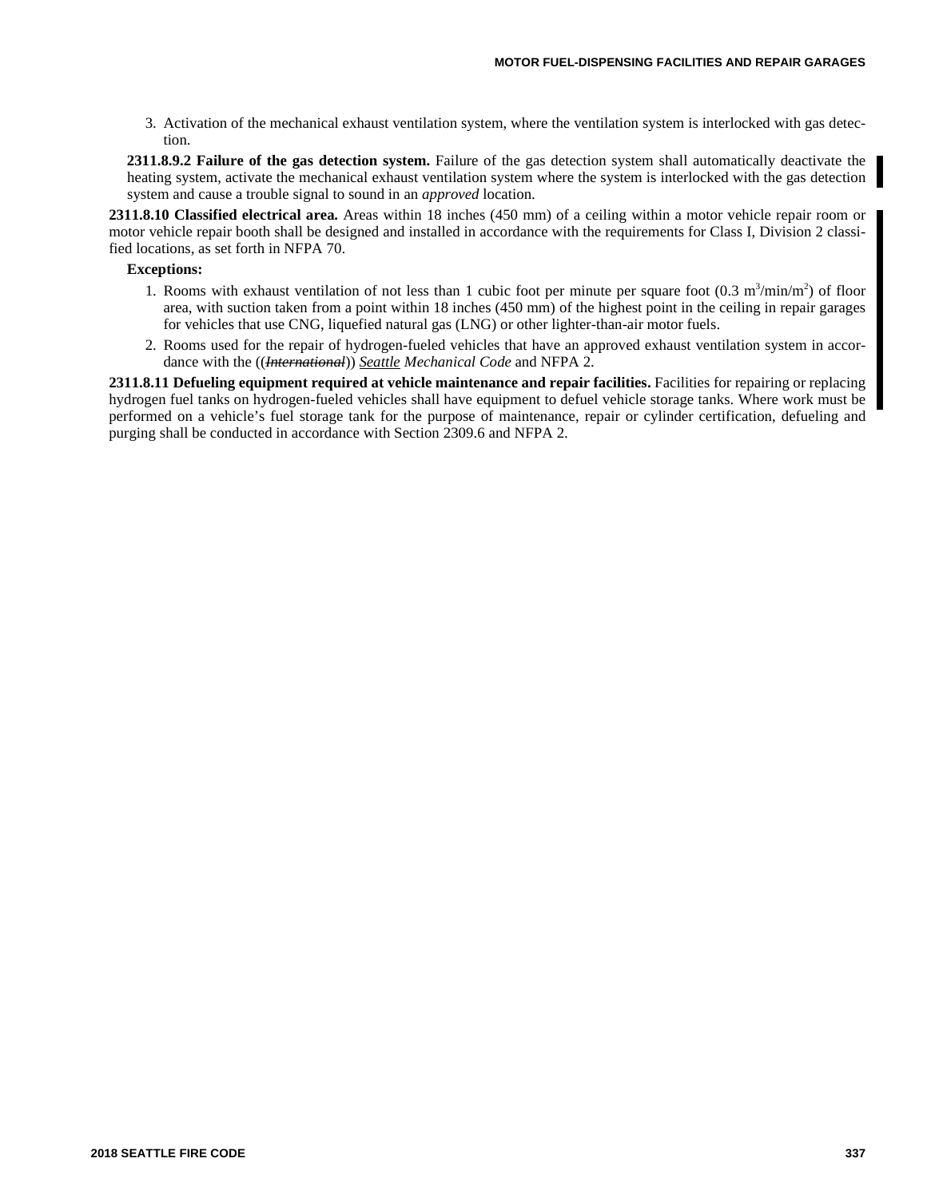3. Activation of the mechanical exhaust ventilation system, where the ventilation system is interlocked with gas detection.

**2311.8.9.2 Failure of the gas detection system.** Failure of the gas detection system shall automatically deactivate the heating system, activate the mechanical exhaust ventilation system where the system is interlocked with the gas detection system and cause a trouble signal to sound in an *approved* location.

**2311.8.10 Classified electrical area.** Areas within 18 inches (450 mm) of a ceiling within a motor vehicle repair room or motor vehicle repair booth shall be designed and installed in accordance with the requirements for Class I, Division 2 classified locations, as set forth in NFPA 70.

**Exceptions:**

1. Rooms with exhaust ventilation of not less than 1 cubic foot per minute per square foot ($0.3\ m^3/min/m^2$) of floor area, with suction taken from a point within 18 inches (450 mm) of the highest point in the ceiling in repair garages for vehicles that use CNG, liquefied natural gas (LNG) or other lighter-than-air motor fuels.
2. Rooms used for the repair of hydrogen-fueled vehicles that have an approved exhaust ventilation system in accordance with the ((~~*International*~~)) <u>*Seattle*</u> *Mechanical Code* and NFPA 2.

**2311.8.11 Defueling equipment required at vehicle maintenance and repair facilities.** Facilities for repairing or replacing hydrogen fuel tanks on hydrogen-fueled vehicles shall have equipment to defuel vehicle storage tanks. Where work must be performed on a vehicle's fuel storage tank for the purpose of maintenance, repair or cylinder certification, defueling and purging shall be conducted in accordance with Section 2309.6 and NFPA 2.